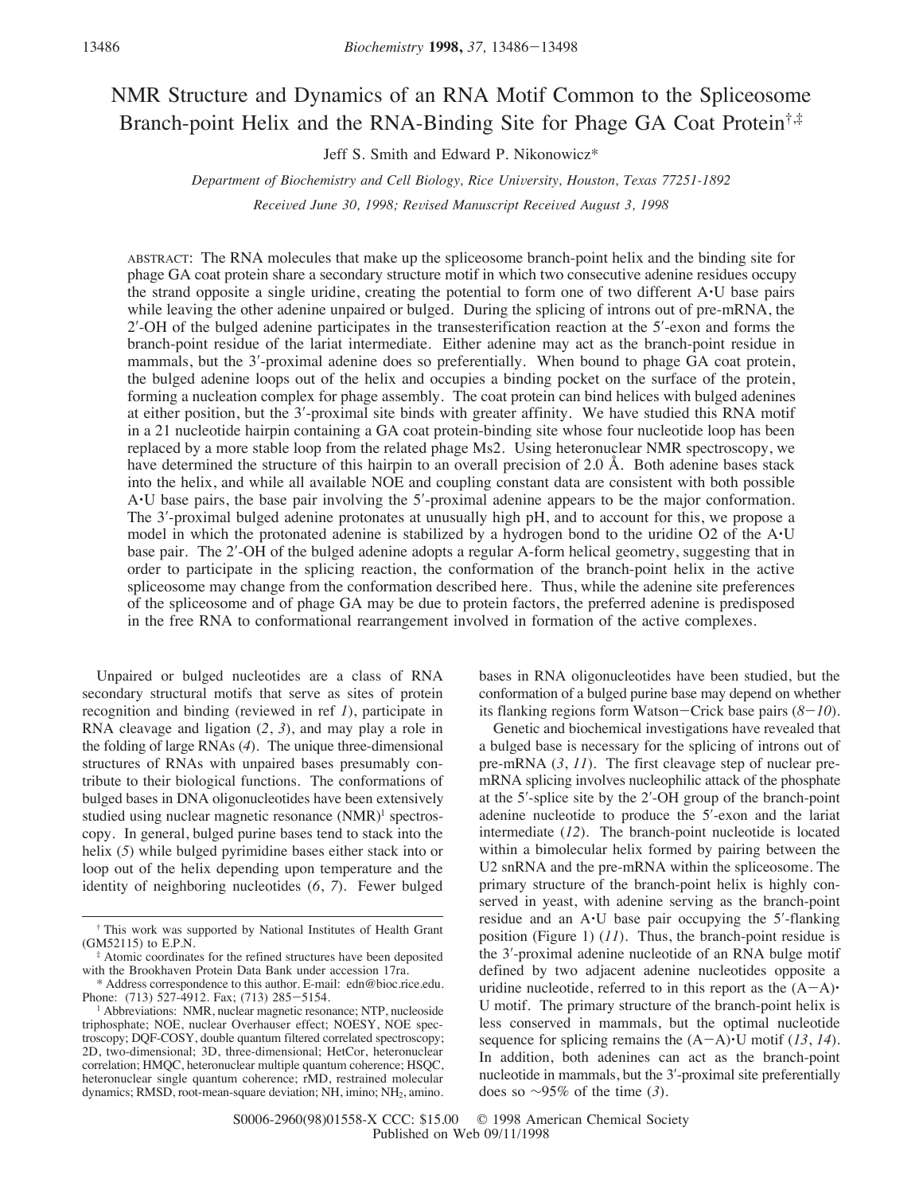# NMR Structure and Dynamics of an RNA Motif Common to the Spliceosome Branch-point Helix and the RNA-Binding Site for Phage GA Coat Protein[†,‡]

Jeff S. Smith and Edward P. Nikonowicz*

*Department of Biochemistry and Cell Biology, Rice University, Houston, Texas 77251-1892*

*Received June 30, 1998; Revised Manuscript Received August 3, 1998*

ABSTRACT: The RNA molecules that make up the spliceosome branch-point helix and the binding site for phage GA coat protein share a secondary structure motif in which two consecutive adenine residues occupy the strand opposite a single uridine, creating the potential to form one of two different A·U base pairs while leaving the other adenine unpaired or bulged. During the splicing of introns out of pre-mRNA, the 2′-OH of the bulged adenine participates in the transesterification reaction at the 5′-exon and forms the branch-point residue of the lariat intermediate. Either adenine may act as the branch-point residue in mammals, but the 3′-proximal adenine does so preferentially. When bound to phage GA coat protein, the bulged adenine loops out of the helix and occupies a binding pocket on the surface of the protein, forming a nucleation complex for phage assembly. The coat protein can bind helices with bulged adenines at either position, but the 3′-proximal site binds with greater affinity. We have studied this RNA motif in a 21 nucleotide hairpin containing a GA coat protein-binding site whose four nucleotide loop has been replaced by a more stable loop from the related phage Ms2. Using heteronuclear NMR spectroscopy, we have determined the structure of this hairpin to an overall precision of 2.0 Å. Both adenine bases stack into the helix, and while all available NOE and coupling constant data are consistent with both possible A·U base pairs, the base pair involving the 5′-proximal adenine appears to be the major conformation. The 3′-proximal bulged adenine protonates at unusually high pH, and to account for this, we propose a model in which the protonated adenine is stabilized by a hydrogen bond to the uridine O2 of the A·U base pair. The 2′-OH of the bulged adenine adopts a regular A-form helical geometry, suggesting that in order to participate in the splicing reaction, the conformation of the branch-point helix in the active spliceosome may change from the conformation described here. Thus, while the adenine site preferences of the spliceosome and of phage GA may be due to protein factors, the preferred adenine is predisposed in the free RNA to conformational rearrangement involved in formation of the active complexes.

Unpaired or bulged nucleotides are a class of RNA secondary structural motifs that serve as sites of protein recognition and binding (reviewed in ref *1*), participate in RNA cleavage and ligation (*2*, *3*), and may play a role in the folding of large RNAs (*4*). The unique three-dimensional structures of RNAs with unpaired bases presumably contribute to their biological functions. The conformations of bulged bases in DNA oligonucleotides have been extensively studied using nuclear magnetic resonance (NMR)[1] spectroscopy. In general, bulged purine bases tend to stack into the helix (*5*) while bulged pyrimidine bases either stack into or loop out of the helix depending upon temperature and the identity of neighboring nucleotides (*6*, *7*). Fewer bulged bases in RNA oligonucleotides have been studied, but the conformation of a bulged purine base may depend on whether its flanking regions form Watson−Crick base pairs (*8*−*10*).

Genetic and biochemical investigations have revealed that a bulged base is necessary for the splicing of introns out of pre-mRNA (*3*, *11*). The first cleavage step of nuclear pre-mRNA splicing involves nucleophilic attack of the phosphate at the 5′-splice site by the 2′-OH group of the branch-point adenine nucleotide to produce the 5′-exon and the lariat intermediate (*12*). The branch-point nucleotide is located within a bimolecular helix formed by pairing between the U2 snRNA and the pre-mRNA within the spliceosome. The primary structure of the branch-point helix is highly conserved in yeast, with adenine serving as the branch-point residue and an A·U base pair occupying the 5′-flanking position (Figure 1) (*11*). Thus, the branch-point residue is the 3′-proximal adenine nucleotide of an RNA bulge motif defined by two adjacent adenine nucleotides opposite a uridine nucleotide, referred to in this report as the (A−A)·U motif. The primary structure of the branch-point helix is less conserved in mammals, but the optimal nucleotide sequence for splicing remains the (A−A)·U motif (*13*, *14*). In addition, both adenines can act as the branch-point nucleotide in mammals, but the 3′-proximal site preferentially does so ~95% of the time (*3*).

† This work was supported by National Institutes of Health Grant (GM52115) to E.P.N.

‡ Atomic coordinates for the refined structures have been deposited with the Brookhaven Protein Data Bank under accession 17ra.

* Address correspondence to this author. E-mail: edn@bioc.rice.edu. Phone: (713) 527-4912. Fax; (713) 285−5154.

[1] Abbreviations: NMR, nuclear magnetic resonance; NTP, nucleoside triphosphate; NOE, nuclear Overhauser effect; NOESY, NOE spectroscopy; DQF-COSY, double quantum filtered correlated spectroscopy; 2D, two-dimensional; 3D, three-dimensional; HetCor, heteronuclear correlation; HMQC, heteronuclear multiple quantum coherence; HSQC, heteronuclear single quantum coherence; rMD, restrained molecular dynamics; RMSD, root-mean-square deviation; NH, imino; $NH_2$, amino.

S0006-2960(98)01558-X CCC: $15.00 © 1998 American Chemical Society
Published on Web 09/11/1998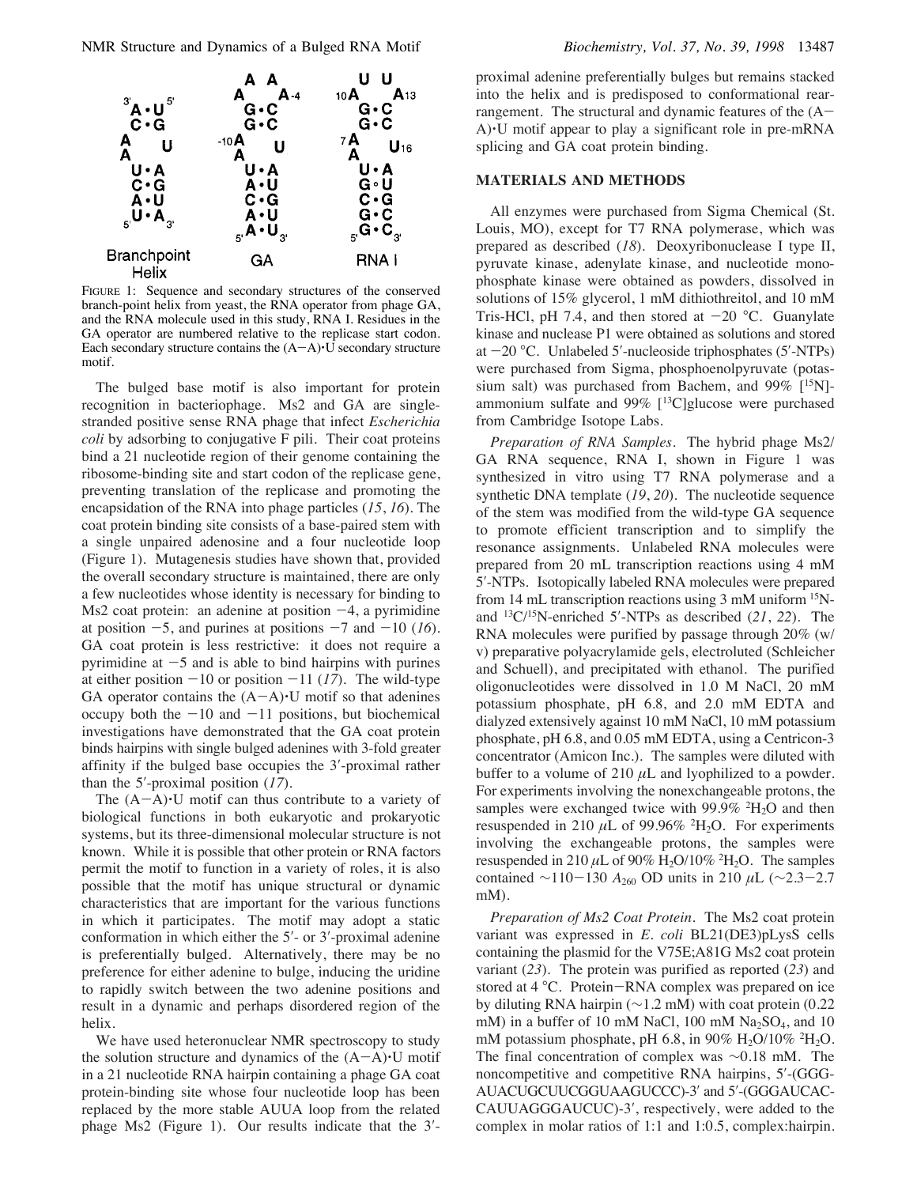FIGURE 1: Sequence and secondary structures of the conserved branch-point helix from yeast, the RNA operator from phage GA, and the RNA molecule used in this study, RNA I. Residues in the GA operator are numbered relative to the replicase start codon. Each secondary structure contains the (A−A)·U secondary structure motif.

The bulged base motif is also important for protein recognition in bacteriophage. Ms2 and GA are single-stranded positive sense RNA phage that infect *Escherichia coli* by adsorbing to conjugative F pili. Their coat proteins bind a 21 nucleotide region of their genome containing the ribosome-binding site and start codon of the replicase gene, preventing translation of the replicase and promoting the encapsidation of the RNA into phage particles (*15*, *16*). The coat protein binding site consists of a base-paired stem with a single unpaired adenosine and a four nucleotide loop (Figure 1). Mutagenesis studies have shown that, provided the overall secondary structure is maintained, there are only a few nucleotides whose identity is necessary for binding to Ms2 coat protein: an adenine at position −4, a pyrimidine at position −5, and purines at positions −7 and −10 (*16*). GA coat protein is less restrictive: it does not require a pyrimidine at −5 and is able to bind hairpins with purines at either position −10 or position −11 (*17*). The wild-type GA operator contains the (A−A)·U motif so that adenines occupy both the −10 and −11 positions, but biochemical investigations have demonstrated that the GA coat protein binds hairpins with single bulged adenines with 3-fold greater affinity if the bulged base occupies the 3′-proximal rather than the 5′-proximal position (*17*).

The (A−A)·U motif can thus contribute to a variety of biological functions in both eukaryotic and prokaryotic systems, but its three-dimensional molecular structure is not known. While it is possible that other protein or RNA factors permit the motif to function in a variety of roles, it is also possible that the motif has unique structural or dynamic characteristics that are important for the various functions in which it participates. The motif may adopt a static conformation in which either the 5′- or 3′-proximal adenine is preferentially bulged. Alternatively, there may be no preference for either adenine to bulge, inducing the uridine to rapidly switch between the two adenine positions and result in a dynamic and perhaps disordered region of the helix.

We have used heteronuclear NMR spectroscopy to study the solution structure and dynamics of the (A−A)·U motif in a 21 nucleotide RNA hairpin containing a phage GA coat protein-binding site whose four nucleotide loop has been replaced by the more stable AUUA loop from the related phage Ms2 (Figure 1). Our results indicate that the 3′-proximal adenine preferentially bulges but remains stacked into the helix and is predisposed to conformational rearrangement. The structural and dynamic features of the (A−A)·U motif appear to play a significant role in pre-mRNA splicing and GA coat protein binding.

## MATERIALS AND METHODS

All enzymes were purchased from Sigma Chemical (St. Louis, MO), except for T7 RNA polymerase, which was prepared as described (*18*). Deoxyribonuclease I type II, pyruvate kinase, adenylate kinase, and nucleotide monophosphate kinase were obtained as powders, dissolved in solutions of 15% glycerol, 1 mM dithiothreitol, and 10 mM Tris-HCl, pH 7.4, and then stored at −20 °C. Guanylate kinase and nuclease P1 were obtained as solutions and stored at −20 °C. Unlabeled 5′-nucleoside triphosphates (5′-NTPs) were purchased from Sigma, phosphoenolpyruvate (potassium salt) was purchased from Bachem, and 99% [$^{15}$N]-ammonium sulfate and 99% [$^{13}$C]glucose were purchased from Cambridge Isotope Labs.

*Preparation of RNA Samples.* The hybrid phage Ms2/GA RNA sequence, RNA I, shown in Figure 1 was synthesized in vitro using T7 RNA polymerase and a synthetic DNA template (*19*, *20*). The nucleotide sequence of the stem was modified from the wild-type GA sequence to promote efficient transcription and to simplify the resonance assignments. Unlabeled RNA molecules were prepared from 20 mL transcription reactions using 4 mM 5′-NTPs. Isotopically labeled RNA molecules were prepared from 14 mL transcription reactions using 3 mM uniform $^{15}$N- and $^{13}$C/$^{15}$N-enriched 5′-NTPs as described (*21*, *22*). The RNA molecules were purified by passage through 20% (w/v) preparative polyacrylamide gels, electroluted (Schleicher and Schuell), and precipitated with ethanol. The purified oligonucleotides were dissolved in 1.0 M NaCl, 20 mM potassium phosphate, pH 6.8, and 2.0 mM EDTA and dialyzed extensively against 10 mM NaCl, 10 mM potassium phosphate, pH 6.8, and 0.05 mM EDTA, using a Centricon-3 concentrator (Amicon Inc.). The samples were diluted with buffer to a volume of 210 μL and lyophilized to a powder. For experiments involving the nonexchangeable protons, the samples were exchanged twice with 99.9% $^2H_2O$ and then resuspended in 210 μL of 99.96% $^2H_2O$. For experiments involving the exchangeable protons, the samples were resuspended in 210 μL of 90% $H_2O$/10% $^2H_2O$. The samples contained ~110−130 $A_{260}$ OD units in 210 μL (~2.3−2.7 mM).

*Preparation of Ms2 Coat Protein.* The Ms2 coat protein variant was expressed in *E. coli* BL21(DE3)pLysS cells containing the plasmid for the V75E;A81G Ms2 coat protein variant (*23*). The protein was purified as reported (*23*) and stored at 4 °C. Protein−RNA complex was prepared on ice by diluting RNA hairpin (~1.2 mM) with coat protein (0.22 mM) in a buffer of 10 mM NaCl, 100 mM $Na_2SO_4$, and 10 mM potassium phosphate, pH 6.8, in 90% $H_2O$/10% $^2H_2O$. The final concentration of complex was ~0.18 mM. The noncompetitive and competitive RNA hairpins, 5′-(GGG-AUACUGCUUCGGUAAGUCCC)-3′ and 5′-(GGGAUCAC-CAUUAGGGAUCUC)-3′, respectively, were added to the complex in molar ratios of 1:1 and 1:0.5, complex:hairpin.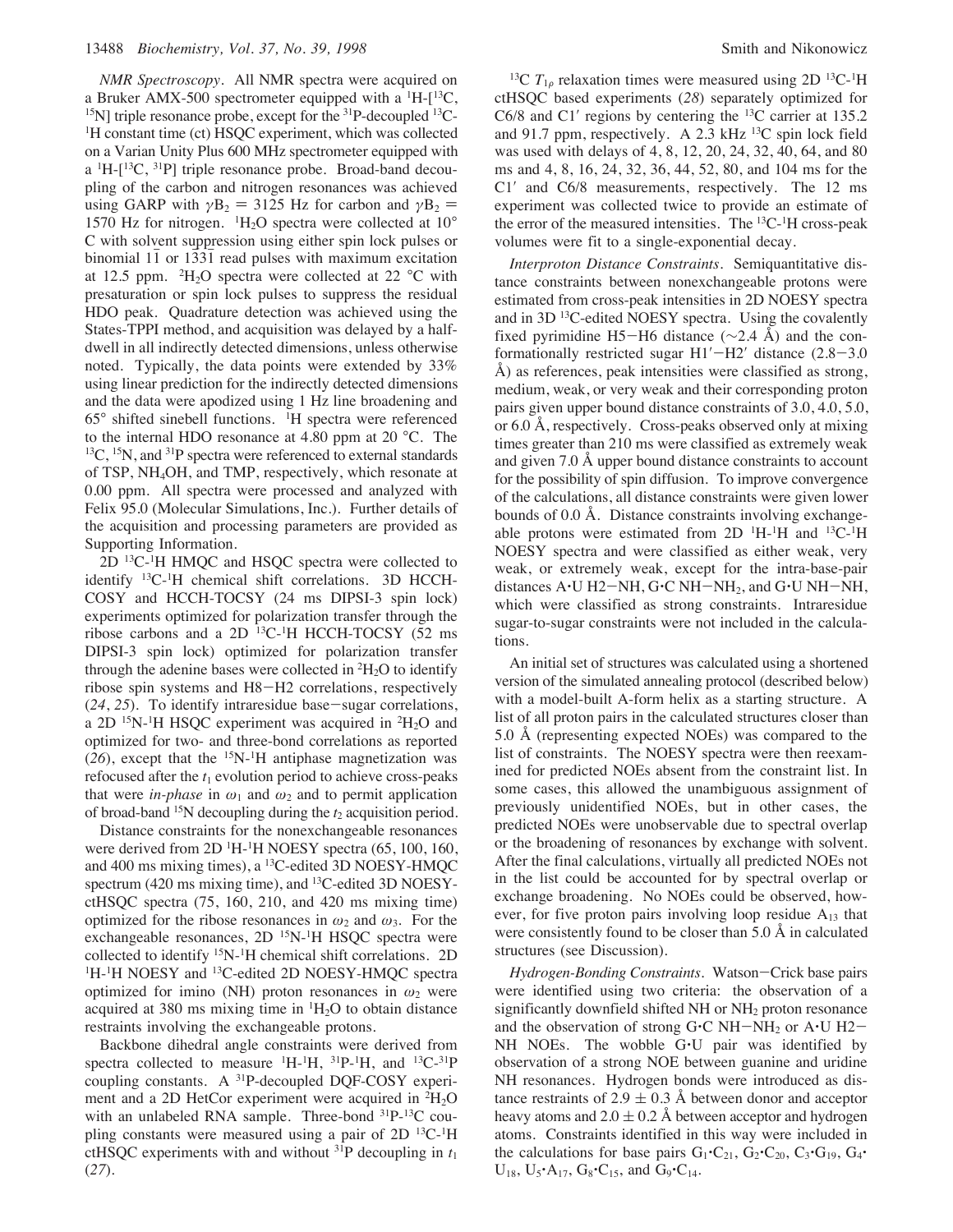*NMR Spectroscopy*. All NMR spectra were acquired on a Bruker AMX-500 spectrometer equipped with a $^{1}$H-[$^{13}$C, $^{15}$N] triple resonance probe, except for the $^{31}$P-decoupled $^{13}$C-$^{1}$H constant time (ct) HSQC experiment, which was collected on a Varian Unity Plus 600 MHz spectrometer equipped with a $^{1}$H-[$^{13}$C, $^{31}$P] triple resonance probe. Broad-band decoupling of the carbon and nitrogen resonances was achieved using GARP with $\gamma B_2 = 3125$ Hz for carbon and $\gamma B_2 = 1570$ Hz for nitrogen. $^{1}H_2O$ spectra were collected at 10° C with solvent suppression using either spin lock pulses or binomial $1\bar{1}$ or $13\bar{3}1$ read pulses with maximum excitation at 12.5 ppm. $^{2}H_2O$ spectra were collected at 22 °C with presaturation or spin lock pulses to suppress the residual HDO peak. Quadrature detection was achieved using the States-TPPI method, and acquisition was delayed by a half-dwell in all indirectly detected dimensions, unless otherwise noted. Typically, the data points were extended by 33% using linear prediction for the indirectly detected dimensions and the data were apodized using 1 Hz line broadening and 65° shifted sinebell functions. $^{1}$H spectra were referenced to the internal HDO resonance at 4.80 ppm at 20 °C. The $^{13}$C, $^{15}$N, and $^{31}$P spectra were referenced to external standards of TSP, $NH_4OH$, and TMP, respectively, which resonate at 0.00 ppm. All spectra were processed and analyzed with Felix 95.0 (Molecular Simulations, Inc.). Further details of the acquisition and processing parameters are provided as Supporting Information.

2D $^{13}$C-$^{1}$H HMQC and HSQC spectra were collected to identify $^{13}$C-$^{1}$H chemical shift correlations. 3D HCCH-COSY and HCCH-TOCSY (24 ms DIPSI-3 spin lock) experiments optimized for polarization transfer through the ribose carbons and a 2D $^{13}$C-$^{1}$H HCCH-TOCSY (52 ms DIPSI-3 spin lock) optimized for polarization transfer through the adenine bases were collected in $^{2}H_2O$ to identify ribose spin systems and H8−H2 correlations, respectively (*24*, *25*). To identify intraresidue base−sugar correlations, a 2D $^{15}$N-$^{1}$H HSQC experiment was acquired in $^{2}H_2O$ and optimized for two- and three-bond correlations as reported (*26*), except that the $^{15}$N-$^{1}$H antiphase magnetization was refocused after the $t_1$ evolution period to achieve cross-peaks that were *in-phase* in $\omega_1$ and $\omega_2$ and to permit application of broad-band $^{15}$N decoupling during the $t_2$ acquisition period.

Distance constraints for the nonexchangeable resonances were derived from 2D $^{1}$H-$^{1}$H NOESY spectra (65, 100, 160, and 400 ms mixing times), a $^{13}$C-edited 3D NOESY-HMQC spectrum (420 ms mixing time), and $^{13}$C-edited 3D NOESY-ctHSQC spectra (75, 160, 210, and 420 ms mixing time) optimized for the ribose resonances in $\omega_2$ and $\omega_3$. For the exchangeable resonances, 2D $^{15}$N-$^{1}$H HSQC spectra were collected to identify $^{15}$N-$^{1}$H chemical shift correlations. 2D $^{1}$H-$^{1}$H NOESY and $^{13}$C-edited 2D NOESY-HMQC spectra optimized for imino (NH) proton resonances in $\omega_2$ were acquired at 380 ms mixing time in $^{1}H_2O$ to obtain distance restraints involving the exchangeable protons.

Backbone dihedral angle constraints were derived from spectra collected to measure $^{1}$H-$^{1}$H, $^{31}$P-$^{1}$H, and $^{13}$C-$^{31}$P coupling constants. A $^{31}$P-decoupled DQF-COSY experiment and a 2D HetCor experiment were acquired in $^{2}H_2O$ with an unlabeled RNA sample. Three-bond $^{31}$P-$^{13}$C coupling constants were measured using a pair of 2D $^{13}$C-$^{1}$H ctHSQC experiments with and without $^{31}$P decoupling in $t_1$ (*27*).

$^{13}$C $T_{1\rho}$ relaxation times were measured using 2D $^{13}$C-$^{1}$H ctHSQC based experiments (*28*) separately optimized for C6/8 and C1′ regions by centering the $^{13}$C carrier at 135.2 and 91.7 ppm, respectively. A 2.3 kHz $^{13}$C spin lock field was used with delays of 4, 8, 12, 20, 24, 32, 40, 64, and 80 ms and 4, 8, 16, 24, 32, 36, 44, 52, 80, and 104 ms for the C1′ and C6/8 measurements, respectively. The 12 ms experiment was collected twice to provide an estimate of the error of the measured intensities. The $^{13}$C-$^{1}$H cross-peak volumes were fit to a single-exponential decay.

*Interproton Distance Constraints*. Semiquantitative distance constraints between nonexchangeable protons were estimated from cross-peak intensities in 2D NOESY spectra and in 3D $^{13}$C-edited NOESY spectra. Using the covalently fixed pyrimidine H5−H6 distance (~2.4 Å) and the conformationally restricted sugar H1′−H2′ distance (2.8−3.0 Å) as references, peak intensities were classified as strong, medium, weak, or very weak and their corresponding proton pairs given upper bound distance constraints of 3.0, 4.0, 5.0, or 6.0 Å, respectively. Cross-peaks observed only at mixing times greater than 210 ms were classified as extremely weak and given 7.0 Å upper bound distance constraints to account for the possibility of spin diffusion. To improve convergence of the calculations, all distance constraints were given lower bounds of 0.0 Å. Distance constraints involving exchangeable protons were estimated from 2D $^{1}$H-$^{1}$H and $^{13}$C-$^{1}$H NOESY spectra and were classified as either weak, very weak, or extremely weak, except for the intra-base-pair distances A·U H2−NH, G·C NH−$NH_2$, and G·U NH−NH, which were classified as strong constraints. Intraresidue sugar-to-sugar constraints were not included in the calculations.

An initial set of structures was calculated using a shortened version of the simulated annealing protocol (described below) with a model-built A-form helix as a starting structure. A list of all proton pairs in the calculated structures closer than 5.0 Å (representing expected NOEs) was compared to the list of constraints. The NOESY spectra were then reexamined for predicted NOEs absent from the constraint list. In some cases, this allowed the unambiguous assignment of previously unidentified NOEs, but in other cases, the predicted NOEs were unobservable due to spectral overlap or the broadening of resonances by exchange with solvent. After the final calculations, virtually all predicted NOEs not in the list could be accounted for by spectral overlap or exchange broadening. No NOEs could be observed, however, for five proton pairs involving loop residue $A_{13}$ that were consistently found to be closer than 5.0 Å in calculated structures (see Discussion).

*Hydrogen-Bonding Constraints*. Watson−Crick base pairs were identified using two criteria: the observation of a significantly downfield shifted NH or $NH_2$ proton resonance and the observation of strong G·C NH−$NH_2$ or A·U H2−NH NOEs. The wobble G·U pair was identified by observation of a strong NOE between guanine and uridine NH resonances. Hydrogen bonds were introduced as distance restraints of 2.9 ± 0.3 Å between donor and acceptor heavy atoms and 2.0 ± 0.2 Å between acceptor and hydrogen atoms. Constraints identified in this way were included in the calculations for base pairs $G_1$·$C_{21}$, $G_2$·$C_{20}$, $C_3$·$G_{19}$, $G_4$·$U_{18}$, $U_5$·$A_{17}$, $G_8$·$C_{15}$, and $G_9$·$C_{14}$.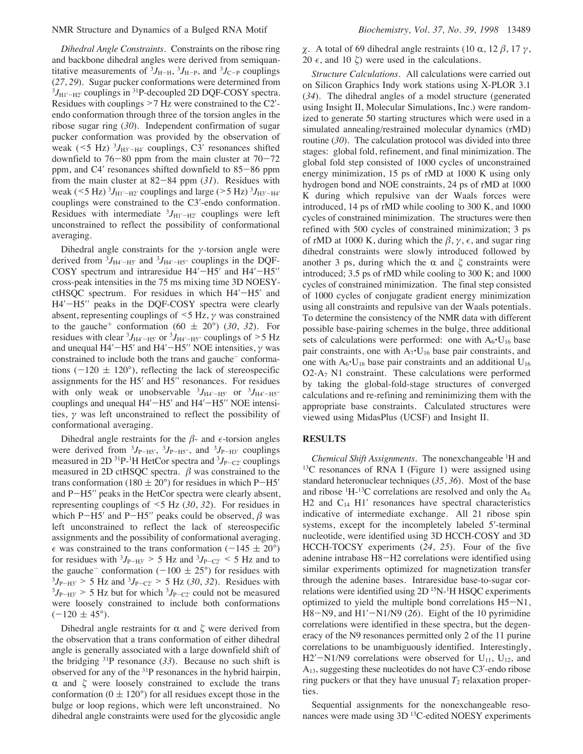*Dihedral Angle Constraints*. Constraints on the ribose ring and backbone dihedral angles were derived from semiquantitative measurements of ${}^3J_{H-H}$, ${}^3J_{H-P}$, and ${}^3J_{C-P}$ couplings (*27, 29*). Sugar pucker conformations were determined from ${}^3J_{H1'-H2'}$ couplings in ${}^{31}$P-decoupled 2D DQF-COSY spectra. Residues with couplings >7 Hz were constrained to the C2′-endo conformation through three of the torsion angles in the ribose sugar ring (*30*). Independent confirmation of sugar pucker conformation was provided by the observation of weak (<5 Hz) ${}^3J_{H3'-H4'}$ couplings, C3′ resonances shifted downfield to 76−80 ppm from the main cluster at 70−72 ppm, and C4′ resonances shifted downfield to 85−86 ppm from the main cluster at 82−84 ppm (*31*). Residues with weak (<5 Hz) ${}^3J_{H1'-H2'}$ couplings and large (>5 Hz) ${}^3J_{H3'-H4'}$ couplings were constrained to the C3′-endo conformation. Residues with intermediate ${}^3J_{H1'-H2'}$ couplings were left unconstrained to reflect the possibility of conformational averaging.

Dihedral angle constraints for the $\gamma$-torsion angle were derived from ${}^3J_{H4'-H5'}$ and ${}^3J_{H4'-H5''}$ couplings in the DQF-COSY spectrum and intraresidue H4′−H5′ and H4′−H5″ cross-peak intensities in the 75 ms mixing time 3D NOESY-ctHSQC spectrum. For residues in which H4′−H5′ and H4′−H5″ peaks in the DQF-COSY spectra were clearly absent, representing couplings of <5 Hz, $\gamma$ was constrained to the gauche$^+$ conformation (60 ± 20°) (*30, 32*). For residues with clear ${}^3J_{H4'-H5'}$ or ${}^3J_{H4'-H5''}$ couplings of >5 Hz and unequal H4′−H5′ and H4′−H5″ NOE intensities, $\gamma$ was constrained to include both the trans and gauche$^-$ conformations (−120 ± 120°), reflecting the lack of stereospecific assignments for the H5′ and H5″ resonances. For residues with only weak or unobservable ${}^3J_{H4'-H5'}$ or ${}^3J_{H4'-H5''}$ couplings and unequal H4′−H5′ and H4′−H5″ NOE intensities, $\gamma$ was left unconstrained to reflect the possibility of conformational averaging.

Dihedral angle restraints for the $\beta$- and $\epsilon$-torsion angles were derived from ${}^3J_{P-H5'}$, ${}^3J_{P-H5''}$, and ${}^3J_{P-H3'}$ couplings measured in 2D ${}^{31}$P-${}^1$H HetCor spectra and ${}^3J_{P-C2'}$ couplings measured in 2D ctHSQC spectra. $\beta$ was constrained to the trans conformation (180 ± 20°) for residues in which P−H5′ and P−H5″ peaks in the HetCor spectra were clearly absent, representing couplings of <5 Hz (*30, 32*). For residues in which P−H5′ and P−H5″ peaks could be observed, $\beta$ was left unconstrained to reflect the lack of stereospecific assignments and the possibility of conformational averaging. $\epsilon$ was constrained to the trans conformation (−145 ± 20°) for residues with ${}^3J_{P-H3'}$ > 5 Hz and ${}^3J_{P-C2'}$ < 5 Hz and to the gauche$^-$ conformation (−100 ± 25°) for residues with ${}^3J_{P-H3'}$ > 5 Hz and ${}^3J_{P-C2'}$ > 5 Hz (*30, 32*). Residues with ${}^3J_{P-H3'}$ > 5 Hz but for which ${}^3J_{P-C2'}$ could not be measured were loosely constrained to include both conformations (−120 ± 45°).

Dihedral angle restraints for $\alpha$ and $\zeta$ were derived from the observation that a trans conformation of either dihedral angle is generally associated with a large downfield shift of the bridging ${}^{31}$P resonance (*33*). Because no such shift is observed for any of the ${}^{31}$P resonances in the hybrid hairpin, $\alpha$ and $\zeta$ were loosely constrained to exclude the trans conformation (0 ± 120°) for all residues except those in the bulge or loop regions, which were left unconstrained. No dihedral angle constraints were used for the glycosidic angle $\chi$. A total of 69 dihedral angle restraints (10 $\alpha$, 12 $\beta$, 17 $\gamma$, 20 $\epsilon$, and 10 $\zeta$) were used in the calculations.

*Structure Calculations*. All calculations were carried out on Silicon Graphics Indy work stations using X-PLOR 3.1 (*34*). The dihedral angles of a model structure (generated using Insight II, Molecular Simulations, Inc.) were randomized to generate 50 starting structures which were used in a simulated annealing/restrained molecular dynamics (rMD) routine (*30*). The calculation protocol was divided into three stages: global fold, refinement, and final minimization. The global fold step consisted of 1000 cycles of unconstrained energy minimization, 15 ps of rMD at 1000 K using only hydrogen bond and NOE constraints, 24 ps of rMD at 1000 K during which repulsive van der Waals forces were introduced, 14 ps of rMD while cooling to 300 K, and 1000 cycles of constrained minimization. The structures were then refined with 500 cycles of constrained minimization; 3 ps of rMD at 1000 K, during which the $\beta$, $\gamma$, $\epsilon$, and sugar ring dihedral constraints were slowly introduced followed by another 3 ps, during which the $\alpha$ and $\zeta$ constraints were introduced; 3.5 ps of rMD while cooling to 300 K; and 1000 cycles of constrained minimization. The final step consisted of 1000 cycles of conjugate gradient energy minimization using all constraints and repulsive van der Waals potentials. To determine the consistency of the NMR data with different possible base-pairing schemes in the bulge, three additional sets of calculations were performed: one with $A_6 \cdot U_{16}$ base pair constraints, one with $A_7 \cdot U_{16}$ base pair constraints, and one with $A_6 \cdot U_{16}$ base pair constraints and an additional $U_{16}$ O2-$A_7$ N1 constraint. These calculations were performed by taking the global-fold-stage structures of converged calculations and re-refining and reminimizing them with the appropriate base constraints. Calculated structures were viewed using MidasPlus (UCSF) and Insight II.

## RESULTS

*Chemical Shift Assignments*. The nonexchangeable ${}^1$H and ${}^{13}$C resonances of RNA I (Figure 1) were assigned using standard heteronuclear techniques (*35, 36*). Most of the base and ribose ${}^1$H-${}^{13}$C correlations are resolved and only the $A_6$ H2 and $C_{14}$ H1′ resonances have spectral characteristics indicative of intermediate exchange. All 21 ribose spin systems, except for the incompletely labeled 5′-terminal nucleotide, were identified using 3D HCCH-COSY and 3D HCCH-TOCSY experiments (*24, 25*). Four of the five adenine intrabase H8−H2 correlations were identified using similar experiments optimized for magnetization transfer through the adenine bases. Intraresidue base-to-sugar correlations were identified using 2D ${}^{15}$N-${}^1$H HSQC experiments optimized to yield the multiple bond correlations H5−N1, H8−N9, and H1′−N1/N9 (*26*). Eight of the 10 pyrimidine correlations were identified in these spectra, but the degeneracy of the N9 resonances permitted only 2 of the 11 purine correlations to be unambiguously identified. Interestingly, H2′−N1/N9 correlations were observed for $U_{11}$, $U_{12}$, and $A_{13}$, suggesting these nucleotides do not have C3′-endo ribose ring puckers or that they have unusual $T_2$ relaxation properties.

Sequential assignments for the nonexchangeable resonances were made using 3D ${}^{13}$C-edited NOESY experiments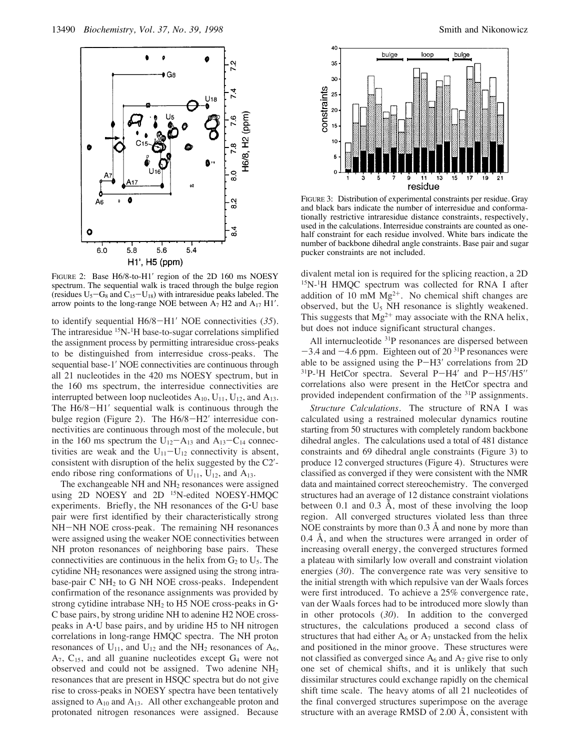FIGURE 2: Base H6/8-to-H1′ region of the 2D 160 ms NOESY spectrum. The sequential walk is traced through the bulge region (residues $U_5$−$G_8$ and $C_{15}$−$U_{18}$) with intraresidue peaks labeled. The arrow points to the long-range NOE between $A_7$ H2 and $A_{17}$ H1′.

FIGURE 3: Distribution of experimental constraints per residue. Gray and black bars indicate the number of interresidue and conformationally restrictive intraresidue distance constraints, respectively, used in the calculations. Interresidue constraints are counted as one-half constraint for each residue involved. White bars indicate the number of backbone dihedral angle constraints. Base pair and sugar pucker constraints are not included.

to identify sequential H6/8−H1′ NOE connectivities (*35*). The intraresidue $^{15}$N-$^{1}$H base-to-sugar correlations simplified the assignment process by permitting intraresidue cross-peaks to be distinguished from interresidue cross-peaks. The sequential base-1′ NOE connectivities are continuous through all 21 nucleotides in the 420 ms NOESY spectrum, but in the 160 ms spectrum, the interresidue connectivities are interrupted between loop nucleotides $A_{10}$, $U_{11}$, $U_{12}$, and $A_{13}$. The H6/8−H1′ sequential walk is continuous through the bulge region (Figure 2). The H6/8−H2′ interresidue connectivities are continuous through most of the molecule, but in the 160 ms spectrum the $U_{12}$−$A_{13}$ and $A_{13}$−$C_{14}$ connectivities are weak and the $U_{11}$−$U_{12}$ connectivity is absent, consistent with disruption of the helix suggested by the C2′-endo ribose ring conformations of $U_{11}$, $U_{12}$, and $A_{13}$.

The exchangeable NH and $NH_2$ resonances were assigned using 2D NOESY and 2D $^{15}$N-edited NOESY-HMQC experiments. Briefly, the NH resonances of the G·U base pair were first identified by their characteristically strong NH−NH NOE cross-peak. The remaining NH resonances were assigned using the weaker NOE connectivities between NH proton resonances of neighboring base pairs. These connectivities are continuous in the helix from $G_2$ to $U_5$. The cytidine $NH_2$ resonances were assigned using the strong intra-base-pair C $NH_2$ to G NH NOE cross-peaks. Independent confirmation of the resonance assignments was provided by strong cytidine intrabase $NH_2$ to H5 NOE cross-peaks in G·C base pairs, by strong uridine NH to adenine H2 NOE cross-peaks in A·U base pairs, and by uridine H5 to NH nitrogen correlations in long-range HMQC spectra. The NH proton resonances of $U_{11}$ and $U_{12}$ and the $NH_2$ resonances of $A_6$, $A_7$, $C_{15}$, and all guanine nucleotides except $G_4$ were not observed and could not be assigned. Two adenine $NH_2$ resonances that are present in HSQC spectra but do not give rise to cross-peaks in NOESY spectra have been tentatively assigned to $A_{10}$ and $A_{13}$. All other exchangeable proton and protonated nitrogen resonances were assigned. Because divalent metal ion is required for the splicing reaction, a 2D $^{15}$N-$^{1}$H HMQC spectrum was collected for RNA I after addition of 10 mM $Mg^{2+}$. No chemical shift changes are observed, but the $U_5$ NH resonance is slightly weakened. This suggests that $Mg^{2+}$ may associate with the RNA helix, but does not induce significant structural changes.

All internucleotide $^{31}$P resonances are dispersed between −3.4 and −4.6 ppm. Eighteen out of 20 $^{31}$P resonances were able to be assigned using the P−H3′ correlations from 2D $^{31}$P-$^{1}$H HetCor spectra. Several P−H4′ and P−H5′/H5′′ correlations also were present in the HetCor spectra and provided independent confirmation of the $^{31}$P assignments.

*Structure Calculations.* The structure of RNA I was calculated using a restrained molecular dynamics routine starting from 50 structures with completely random backbone dihedral angles. The calculations used a total of 481 distance constraints and 69 dihedral angle constraints (Figure 3) to produce 12 converged structures (Figure 4). Structures were classified as converged if they were consistent with the NMR data and maintained correct stereochemistry. The converged structures had an average of 12 distance constraint violations between 0.1 and 0.3 Å, most of these involving the loop region. All converged structures violated less than three NOE constraints by more than 0.3 Å and none by more than 0.4 Å, and when the structures were arranged in order of increasing overall energy, the converged structures formed a plateau with similarly low overall and constraint violation energies (*30*). The convergence rate was very sensitive to the initial strength with which repulsive van der Waals forces were first introduced. To achieve a 25% convergence rate, van der Waals forces had to be introduced more slowly than in other protocols (*30*). In addition to the converged structures, the calculations produced a second class of structures that had either $A_6$ or $A_7$ unstacked from the helix and positioned in the minor groove. These structures were not classified as converged since $A_6$ and $A_7$ give rise to only one set of chemical shifts, and it is unlikely that such dissimilar structures could exchange rapidly on the chemical shift time scale. The heavy atoms of all 21 nucleotides of the final converged structures superimpose on the average structure with an average RMSD of 2.00 Å, consistent with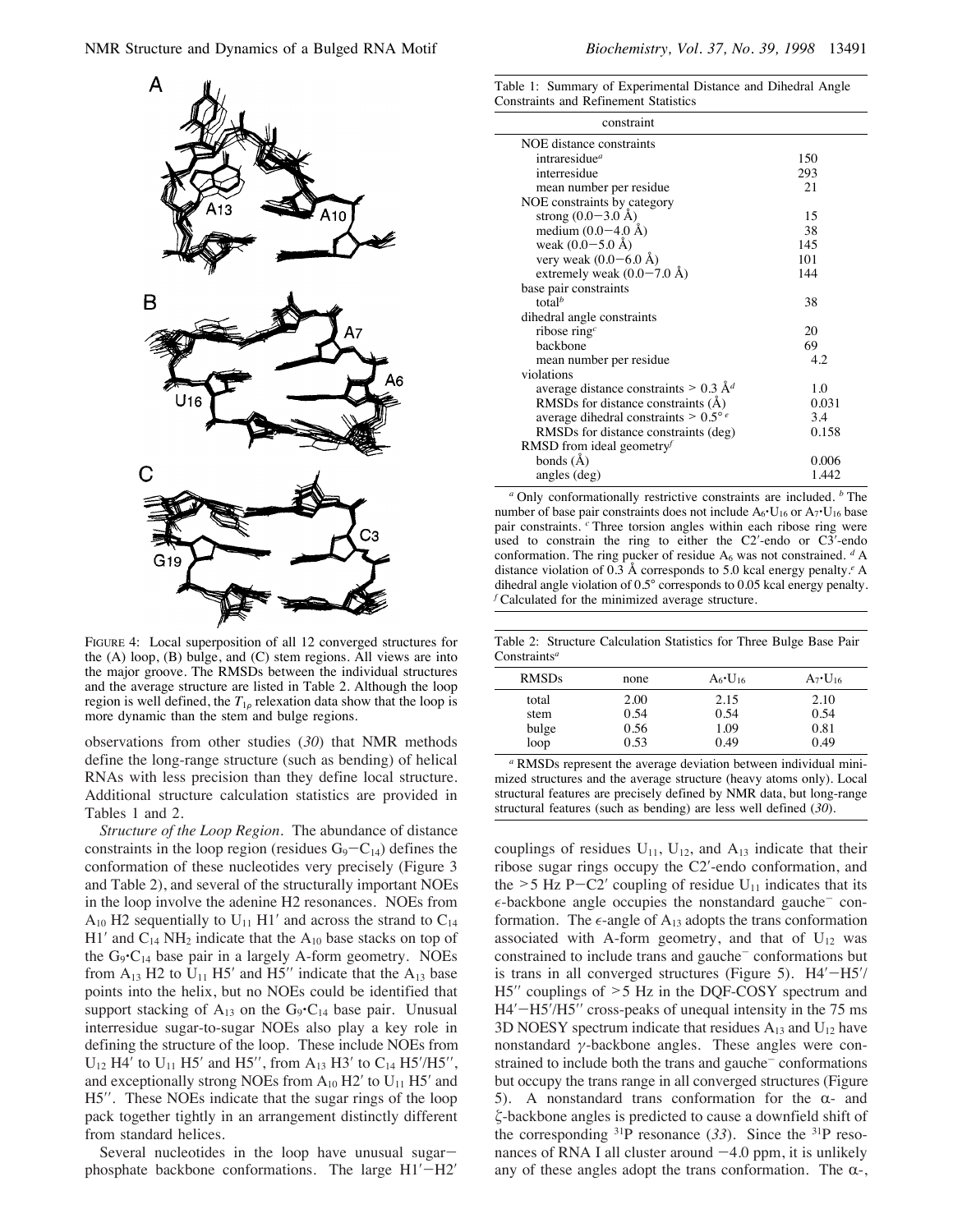FIGURE 4: Local superposition of all 12 converged structures for the (A) loop, (B) bulge, and (C) stem regions. All views are into the major groove. The RMSDs between the individual structures and the average structure are listed in Table 2. Although the loop region is well defined, the $T_{1\rho}$ relaxation data show that the loop is more dynamic than the stem and bulge regions.

observations from other studies (*30*) that NMR methods define the long-range structure (such as bending) of helical RNAs with less precision than they define local structure. Additional structure calculation statistics are provided in Tables 1 and 2.

*Structure of the Loop Region.* The abundance of distance constraints in the loop region (residues $G_9$−$C_{14}$) defines the conformation of these nucleotides very precisely (Figure 3 and Table 2), and several of the structurally important NOEs in the loop involve the adenine H2 resonances. NOEs from $A_{10}$ H2 sequentially to $U_{11}$ H1′ and across the strand to $C_{14}$ H1′ and $C_{14}$ $NH_2$ indicate that the $A_{10}$ base stacks on top of the $G_9$·$C_{14}$ base pair in a largely A-form geometry. NOEs from $A_{13}$ H2 to $U_{11}$ H5′ and H5″ indicate that the $A_{13}$ base points into the helix, but no NOEs could be identified that support stacking of $A_{13}$ on the $G_9$·$C_{14}$ base pair. Unusual interresidue sugar-to-sugar NOEs also play a key role in defining the structure of the loop. These include NOEs from $U_{12}$ H4′ to $U_{11}$ H5′ and H5″, from $A_{13}$ H3′ to $C_{14}$ H5′/H5″, and exceptionally strong NOEs from $A_{10}$ H2′ to $U_{11}$ H5′ and H5″. These NOEs indicate that the sugar rings of the loop pack together tightly in an arrangement distinctly different from standard helices.

Several nucleotides in the loop have unusual sugar−phosphate backbone conformations. The large H1′−H2′ couplings of residues $U_{11}$, $U_{12}$, and $A_{13}$ indicate that their ribose sugar rings occupy the C2′-endo conformation, and the >5 Hz P−C2′ coupling of residue $U_{11}$ indicates that its $\epsilon$-backbone angle occupies the nonstandard gauche⁻ conformation. The $\epsilon$-angle of $A_{13}$ adopts the trans conformation associated with A-form geometry, and that of $U_{12}$ was constrained to include trans and gauche⁻ conformations but is trans in all converged structures (Figure 5). H4′−H5′/H5″ couplings of >5 Hz in the DQF-COSY spectrum and H4′−H5′/H5″ cross-peaks of unequal intensity in the 75 ms 3D NOESY spectrum indicate that residues $A_{13}$ and $U_{12}$ have nonstandard $\gamma$-backbone angles. These angles were constrained to include both the trans and gauche⁻ conformations but occupy the trans range in all converged structures (Figure 5). A nonstandard trans conformation for the $\alpha$- and $\zeta$-backbone angles is predicted to cause a downfield shift of the corresponding $^{31}$P resonance (*33*). Since the $^{31}$P resonances of RNA I all cluster around −4.0 ppm, it is unlikely any of these angles adopt the trans conformation. The $\alpha$-,

Table 1: Summary of Experimental Distance and Dihedral Angle Constraints and Refinement Statistics

| constraint | |
|---|---|
| NOE distance constraints | |
| intraresidue[a] | 150 |
| interresidue | 293 |
| mean number per residue | 21 |
| NOE constraints by category | |
| strong (0.0−3.0 Å) | 15 |
| medium (0.0−4.0 Å) | 38 |
| weak (0.0−5.0 Å) | 145 |
| very weak (0.0−6.0 Å) | 101 |
| extremely weak (0.0−7.0 Å) | 144 |
| base pair constraints | |
| total[b] | 38 |
| dihedral angle constraints | |
| ribose ring[c] | 20 |
| backbone | 69 |
| mean number per residue | 4.2 |
| violations | |
| average distance constraints > 0.3 Å[d] | 1.0 |
| RMSDs for distance constraints (Å) | 0.031 |
| average dihedral constraints > 0.5°[e] | 3.4 |
| RMSDs for distance constraints (deg) | 0.158 |
| RMSD from ideal geometry[f] | |
| bonds (Å) | 0.006 |
| angles (deg) | 1.442 |

[a] Only conformationally restrictive constraints are included. [b] The number of base pair constraints does not include $A_6$·$U_{16}$ or $A_7$·$U_{16}$ base pair constraints. [c] Three torsion angles within each ribose ring were used to constrain the ring to either the C2′-endo or C3′-endo conformation. The ring pucker of residue $A_6$ was not constrained. [d] A distance violation of 0.3 Å corresponds to 5.0 kcal energy penalty. [e] A dihedral angle violation of 0.5° corresponds to 0.05 kcal energy penalty. [f] Calculated for the minimized average structure.

Table 2: Structure Calculation Statistics for Three Bulge Base Pair Constraints[a]

| RMSDs | none | $A_6$·$U_{16}$ | $A_7$·$U_{16}$ |
|---|---|---|---|
| total | 2.00 | 2.15 | 2.10 |
| stem | 0.54 | 0.54 | 0.54 |
| bulge | 0.56 | 1.09 | 0.81 |
| loop | 0.53 | 0.49 | 0.49 |

[a] RMSDs represent the average deviation between individual minimized structures and the average structure (heavy atoms only). Local structural features are precisely defined by NMR data, but long-range structural features (such as bending) are less well defined (*30*).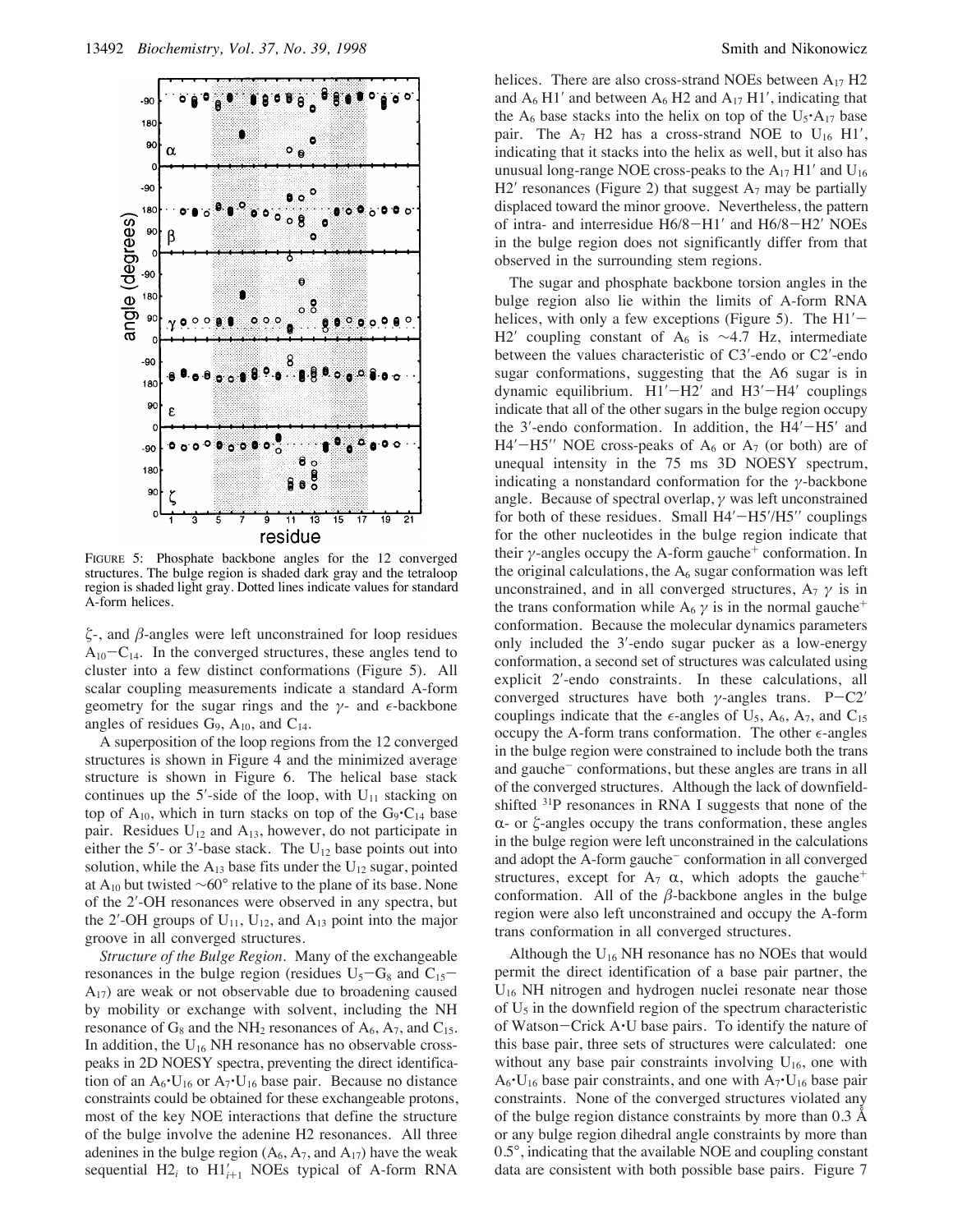FIGURE 5: Phosphate backbone angles for the 12 converged structures. The bulge region is shaded dark gray and the tetraloop region is shaded light gray. Dotted lines indicate values for standard A-form helices.

$\zeta$-, and $\beta$-angles were left unconstrained for loop residues $A_{10}$–$C_{14}$. In the converged structures, these angles tend to cluster into a few distinct conformations (Figure 5). All scalar coupling measurements indicate a standard A-form geometry for the sugar rings and the $\gamma$- and $\epsilon$-backbone angles of residues $G_9$, $A_{10}$, and $C_{14}$.

A superposition of the loop regions from the 12 converged structures is shown in Figure 4 and the minimized average structure is shown in Figure 6. The helical base stack continues up the 5′-side of the loop, with $U_{11}$ stacking on top of $A_{10}$, which in turn stacks on top of the $G_9{\cdot}C_{14}$ base pair. Residues $U_{12}$ and $A_{13}$, however, do not participate in either the 5′- or 3′-base stack. The $U_{12}$ base points out into solution, while the $A_{13}$ base fits under the $U_{12}$ sugar, pointed at $A_{10}$ but twisted ~60° relative to the plane of its base. None of the 2′-OH resonances were observed in any spectra, but the 2′-OH groups of $U_{11}$, $U_{12}$, and $A_{13}$ point into the major groove in all converged structures.

*Structure of the Bulge Region.* Many of the exchangeable resonances in the bulge region (residues $U_5$–$G_8$ and $C_{15}$–$A_{17}$) are weak or not observable due to broadening caused by mobility or exchange with solvent, including the NH resonance of $G_8$ and the $NH_2$ resonances of $A_6$, $A_7$, and $C_{15}$. In addition, the $U_{16}$ NH resonance has no observable cross-peaks in 2D NOESY spectra, preventing the direct identification of an $A_6{\cdot}U_{16}$ or $A_7{\cdot}U_{16}$ base pair. Because no distance constraints could be obtained for these exchangeable protons, most of the key NOE interactions that define the structure of the bulge involve the adenine H2 resonances. All three adenines in the bulge region ($A_6$, $A_7$, and $A_{17}$) have the weak sequential $H2_i$ to $H1'_{i+1}$ NOEs typical of A-form RNA helices. There are also cross-strand NOEs between $A_{17}$ H2 and $A_6$ H1′ and between $A_6$ H2 and $A_{17}$ H1′, indicating that the $A_6$ base stacks into the helix on top of the $U_5{\cdot}A_{17}$ base pair. The $A_7$ H2 has a cross-strand NOE to $U_{16}$ H1′, indicating that it stacks into the helix as well, but it also has unusual long-range NOE cross-peaks to the $A_{17}$ H1′ and $U_{16}$ H2′ resonances (Figure 2) that suggest $A_7$ may be partially displaced toward the minor groove. Nevertheless, the pattern of intra- and interresidue H6/8–H1′ and H6/8–H2′ NOEs in the bulge region does not significantly differ from that observed in the surrounding stem regions.

The sugar and phosphate backbone torsion angles in the bulge region also lie within the limits of A-form RNA helices, with only a few exceptions (Figure 5). The H1′–H2′ coupling constant of $A_6$ is ~4.7 Hz, intermediate between the values characteristic of C3′-endo or C2′-endo sugar conformations, suggesting that the A6 sugar is in dynamic equilibrium. H1′–H2′ and H3′–H4′ couplings indicate that all of the other sugars in the bulge region occupy the 3′-endo conformation. In addition, the H4′–H5′ and H4′–H5″ NOE cross-peaks of $A_6$ or $A_7$ (or both) are of unequal intensity in the 75 ms 3D NOESY spectrum, indicating a nonstandard conformation for the $\gamma$-backbone angle. Because of spectral overlap, $\gamma$ was left unconstrained for both of these residues. Small H4′–H5′/H5″ couplings for the other nucleotides in the bulge region indicate that their $\gamma$-angles occupy the A-form gauche$^+$ conformation. In the original calculations, the $A_6$ sugar conformation was left unconstrained, and in all converged structures, $A_7$ $\gamma$ is in the trans conformation while $A_6$ $\gamma$ is in the normal gauche$^+$ conformation. Because the molecular dynamics parameters only included the 3′-endo sugar pucker as a low-energy conformation, a second set of structures was calculated using explicit 2′-endo constraints. In these calculations, all converged structures have both $\gamma$-angles trans. P–C2′ couplings indicate that the $\epsilon$-angles of $U_5$, $A_6$, $A_7$, and $C_{15}$ occupy the A-form trans conformation. The other $\epsilon$-angles in the bulge region were constrained to include both the trans and gauche$^-$ conformations, but these angles are trans in all of the converged structures. Although the lack of downfield-shifted $^{31}P$ resonances in RNA I suggests that none of the $\alpha$- or $\zeta$-angles occupy the trans conformation, these angles in the bulge region were left unconstrained in the calculations and adopt the A-form gauche$^-$ conformation in all converged structures, except for $A_7$ $\alpha$, which adopts the gauche$^+$ conformation. All of the $\beta$-backbone angles in the bulge region were also left unconstrained and occupy the A-form trans conformation in all converged structures.

Although the $U_{16}$ NH resonance has no NOEs that would permit the direct identification of a base pair partner, the $U_{16}$ NH nitrogen and hydrogen nuclei resonate near those of $U_5$ in the downfield region of the spectrum characteristic of Watson–Crick A·U base pairs. To identify the nature of this base pair, three sets of structures were calculated: one without any base pair constraints involving $U_{16}$, one with $A_6{\cdot}U_{16}$ base pair constraints, and one with $A_7{\cdot}U_{16}$ base pair constraints. None of the converged structures violated any of the bulge region distance constraints by more than 0.3 Å or any bulge region dihedral angle constraints by more than 0.5°, indicating that the available NOE and coupling constant data are consistent with both possible base pairs. Figure 7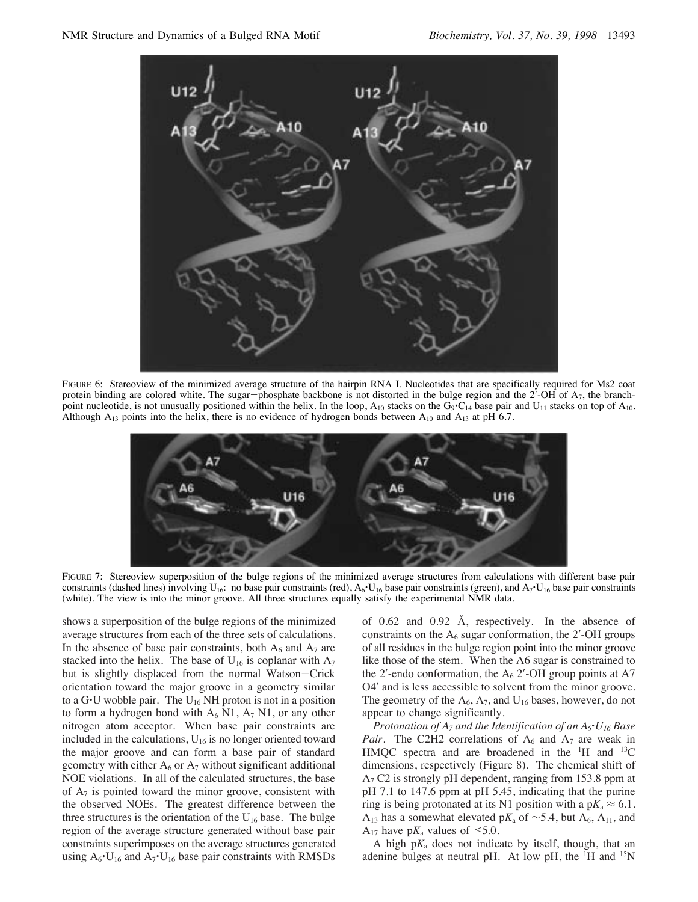FIGURE 6: Stereoview of the minimized average structure of the hairpin RNA I. Nucleotides that are specifically required for Ms2 coat protein binding are colored white. The sugar−phosphate backbone is not distorted in the bulge region and the 2′-OH of $A_7$, the branch-point nucleotide, is not unusually positioned within the helix. In the loop, $A_{10}$ stacks on the $G_9{\cdot}C_{14}$ base pair and $U_{11}$ stacks on top of $A_{10}$. Although $A_{13}$ points into the helix, there is no evidence of hydrogen bonds between $A_{10}$ and $A_{13}$ at pH 6.7.

FIGURE 7: Stereoview superposition of the bulge regions of the minimized average structures from calculations with different base pair constraints (dashed lines) involving $U_{16}$: no base pair constraints (red), $A_6{\cdot}U_{16}$ base pair constraints (green), and $A_7{\cdot}U_{16}$ base pair constraints (white). The view is into the minor groove. All three structures equally satisfy the experimental NMR data.

shows a superposition of the bulge regions of the minimized average structures from each of the three sets of calculations. In the absence of base pair constraints, both $A_6$ and $A_7$ are stacked into the helix. The base of $U_{16}$ is coplanar with $A_7$ but is slightly displaced from the normal Watson−Crick orientation toward the major groove in a geometry similar to a G·U wobble pair. The $U_{16}$ NH proton is not in a position to form a hydrogen bond with $A_6$ N1, $A_7$ N1, or any other nitrogen atom acceptor. When base pair constraints are included in the calculations, $U_{16}$ is no longer oriented toward the major groove and can form a base pair of standard geometry with either $A_6$ or $A_7$ without significant additional NOE violations. In all of the calculated structures, the base of $A_7$ is pointed toward the minor groove, consistent with the observed NOEs. The greatest difference between the three structures is the orientation of the $U_{16}$ base. The bulge region of the average structure generated without base pair constraints superimposes on the average structures generated using $A_6{\cdot}U_{16}$ and $A_7{\cdot}U_{16}$ base pair constraints with RMSDs of 0.62 and 0.92 Å, respectively. In the absence of constraints on the $A_6$ sugar conformation, the 2′-OH groups of all residues in the bulge region point into the minor groove like those of the stem. When the A6 sugar is constrained to the 2′-endo conformation, the $A_6$ 2′-OH group points at A7 O4′ and is less accessible to solvent from the minor groove. The geometry of the $A_6$, $A_7$, and $U_{16}$ bases, however, do not appear to change significantly.

*Protonation of $A_7$ and the Identification of an $A_6{\cdot}U_{16}$ Base Pair*. The C2H2 correlations of $A_6$ and $A_7$ are weak in HMQC spectra and are broadened in the $^1$H and $^{13}$C dimensions, respectively (Figure 8). The chemical shift of $A_7$ C2 is strongly pH dependent, ranging from 153.8 ppm at pH 7.1 to 147.6 ppm at pH 5.45, indicating that the purine ring is being protonated at its N1 position with a $pK_a \approx 6.1$. $A_{13}$ has a somewhat elevated $pK_a$ of ~5.4, but $A_6$, $A_{11}$, and $A_{17}$ have $pK_a$ values of <5.0.

A high $pK_a$ does not indicate by itself, though, that an adenine bulges at neutral pH. At low pH, the $^1$H and $^{15}$N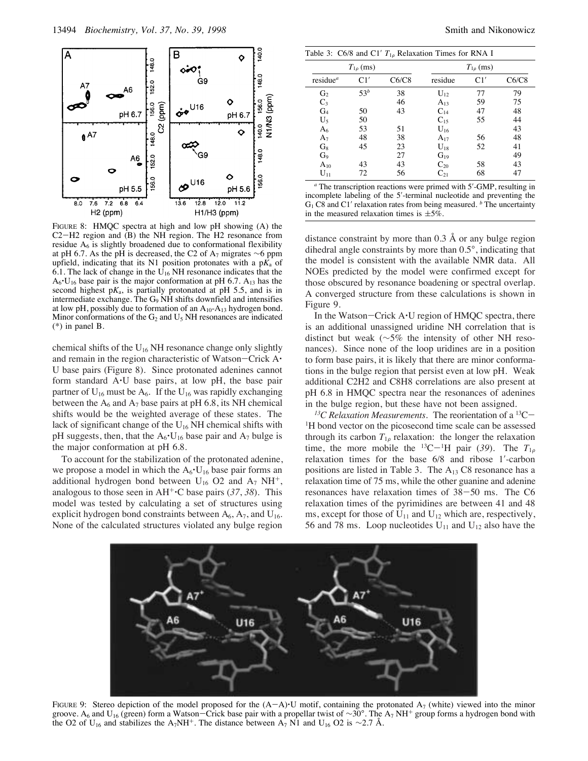FIGURE 8: HMQC spectra at high and low pH showing (A) the C2−H2 region and (B) the NH region. The H2 resonance from residue $A_6$ is slightly broadened due to conformational flexibility at pH 6.7. As the pH is decreased, the C2 of $A_7$ migrates ∼6 ppm upfield, indicating that its N1 position protonates with a p$K_a$ of 6.1. The lack of change in the $U_{16}$ NH resonance indicates that the $A_6 \cdot U_{16}$ base pair is the major conformation at pH 6.7. $A_{13}$ has the second highest p$K_a$, is partially protonated at pH 5.5, and is in intermediate exchange. The $G_9$ NH shifts downfield and intensifies at low pH, possibly due to formation of an $A_{10}$-$A_{13}$ hydrogen bond. Minor conformations of the $G_2$ and $U_5$ NH resonances are indicated (*) in panel B.

chemical shifts of the $U_{16}$ NH resonance change only slightly and remain in the region characteristic of Watson−Crick A·U base pairs (Figure 8). Since protonated adenines cannot form standard A·U base pairs, at low pH, the base pair partner of $U_{16}$ must be $A_6$. If the $U_{16}$ was rapidly exchanging between the $A_6$ and $A_7$ base pairs at pH 6.8, its NH chemical shifts would be the weighted average of these states. The lack of significant change of the $U_{16}$ NH chemical shifts with pH suggests, then, that the $A_6 \cdot U_{16}$ base pair and $A_7$ bulge is the major conformation at pH 6.8.

To account for the stabilization of the protonated adenine, we propose a model in which the $A_6 \cdot U_{16}$ base pair forms an additional hydrogen bond between $U_{16}$ O2 and $A_7$ $NH^+$, analogous to those seen in $AH^+ \cdot C$ base pairs (*37*, *38*). This model was tested by calculating a set of structures using explicit hydrogen bond constraints between $A_6$, $A_7$, and $U_{16}$. None of the calculated structures violated any bulge region distance constraint by more than 0.3 Å or any bulge region dihedral angle constraints by more than 0.5°, indicating that the model is consistent with the available NMR data. All NOEs predicted by the model were confirmed except for those obscured by resonance boadening or spectral overlap. A converged structure from these calculations is shown in Figure 9.

In the Watson−Crick A·U region of HMQC spectra, there is an additional unassigned uridine NH correlation that is distinct but weak (∼5% the intensity of other NH resonances). Since none of the loop uridines are in a position to form base pairs, it is likely that there are minor conformations in the bulge region that persist even at low pH. Weak additional C2H2 and C8H8 correlations are also present at pH 6.8 in HMQC spectra near the resonances of adenines in the bulge region, but these have not been assigned.

Table 3: C6/8 and C1′ $T_{1\rho}$ Relaxation Times for RNA I

| | $T_{1\rho}$ (ms) | | | $T_{1\rho}$ (ms) | |
|---|---|---|---|---|---|
| residue[a] | C1′ | C6/C8 | residue | C1′ | C6/C8 |
| $G_2$ | 53[b] | 38 | $U_{12}$ | 77 | 79 |
| $C_3$ | | 46 | $A_{13}$ | 59 | 75 |
| $G_4$ | 50 | 43 | $C_{14}$ | 47 | 48 |
| $U_5$ | 50 | | $C_{15}$ | 55 | 44 |
| $A_6$ | 53 | 51 | $U_{16}$ | | 43 |
| $A_7$ | 48 | 38 | $A_{17}$ | 56 | 48 |
| $G_8$ | 45 | 23 | $U_{18}$ | 52 | 41 |
| $G_9$ | | 27 | $G_{19}$ | | 49 |
| $A_{10}$ | 43 | 43 | $C_{20}$ | 58 | 43 |
| $U_{11}$ | 72 | 56 | $C_{21}$ | 68 | 47 |

[a] The transcription reactions were primed with 5′-GMP, resulting in incomplete labeling of the 5′-terminal nucleotide and preventing the $G_1$ C8 and C1′ relaxation rates from being measured. [b] The uncertainty in the measured relaxation times is ±5%.

*$^{13}C$ Relaxation Measurements*. The reorientation of a $^{13}C-^{1}H$ bond vector on the picosecond time scale can be assessed through its carbon $T_{1\rho}$ relaxation: the longer the relaxation time, the more mobile the $^{13}C-^{1}H$ pair (*39*). The $T_{1\rho}$ relaxation times for the base 6/8 and ribose 1′-carbon positions are listed in Table 3. The $A_{13}$ C8 resonance has a relaxation time of 75 ms, while the other guanine and adenine resonances have relaxation times of 38−50 ms. The C6 relaxation times of the pyrimidines are between 41 and 48 ms, except for those of $U_{11}$ and $U_{12}$ which are, respectively, 56 and 78 ms. Loop nucleotides $U_{11}$ and $U_{12}$ also have the

FIGURE 9: Stereo depiction of the model proposed for the (A−A)·U motif, containing the protonated $A_7$ (white) viewed into the minor groove. $A_6$ and $U_{16}$ (green) form a Watson−Crick base pair with a propellar twist of ∼30°. The $A_7$ $NH^+$ group forms a hydrogen bond with the O2 of $U_{16}$ and stabilizes the $A_7NH^+$. The distance between $A_7$ N1 and $U_{16}$ O2 is ∼2.7 Å.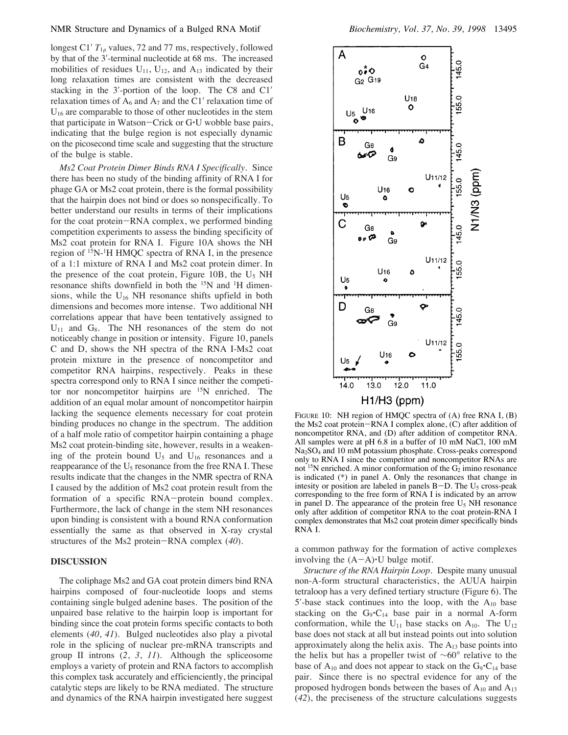longest C1′ $T_{1\rho}$ values, 72 and 77 ms, respectively, followed by that of the 3′-terminal nucleotide at 68 ms. The increased mobilities of residues $U_{11}$, $U_{12}$, and $A_{13}$ indicated by their long relaxation times are consistent with the decreased stacking in the 3′-portion of the loop. The C8 and C1′ relaxation times of $A_6$ and $A_7$ and the C1′ relaxation time of $U_{16}$ are comparable to those of other nucleotides in the stem that participate in Watson–Crick or G·U wobble base pairs, indicating that the bulge region is not especially dynamic on the picosecond time scale and suggesting that the structure of the bulge is stable.

*Ms2 Coat Protein Dimer Binds RNA I Specifically.* Since there has been no study of the binding affinity of RNA I for phage GA or Ms2 coat protein, there is the formal possibility that the hairpin does not bind or does so nonspecifically. To better understand our results in terms of their implications for the coat protein–RNA complex, we performed binding competition experiments to assess the binding specificity of Ms2 coat protein for RNA I. Figure 10A shows the NH region of $^{15}$N-$^{1}$H HMQC spectra of RNA I, in the presence of a 1:1 mixture of RNA I and Ms2 coat protein dimer. In the presence of the coat protein, Figure 10B, the $U_5$ NH resonance shifts downfield in both the $^{15}$N and $^{1}$H dimensions, while the $U_{16}$ NH resonance shifts upfield in both dimensions and becomes more intense. Two additional NH correlations appear that have been tentatively assigned to $U_{11}$ and $G_8$. The NH resonances of the stem do not noticeably change in position or intensity. Figure 10, panels C and D, shows the NH spectra of the RNA I-Ms2 coat protein mixture in the presence of noncompetitor and competitor RNA hairpins, respectively. Peaks in these spectra correspond only to RNA I since neither the competitor nor noncompetitor hairpins are $^{15}$N enriched. The addition of an equal molar amount of noncompetitor hairpin lacking the sequence elements necessary for coat protein binding produces no change in the spectrum. The addition of a half mole ratio of competitor hairpin containing a phage Ms2 coat protein-binding site, however, results in a weakening of the protein bound $U_5$ and $U_{16}$ resonances and a reappearance of the $U_5$ resonance from the free RNA I. These results indicate that the changes in the NMR spectra of RNA I caused by the addition of Ms2 coat protein result from the formation of a specific RNA–protein bound complex. Furthermore, the lack of change in the stem NH resonances upon binding is consistent with a bound RNA conformation essentially the same as that observed in X-ray crystal structures of the Ms2 protein–RNA complex (*40*).

FIGURE 10: NH region of HMQC spectra of (A) free RNA I, (B) the Ms2 coat protein–RNA I complex alone, (C) after addition of noncompetitor RNA, and (D) after addition of competitor RNA. All samples were at pH 6.8 in a buffer of 10 mM NaCl, 100 mM $Na_2SO_4$ and 10 mM potassium phosphate. Cross-peaks correspond only to RNA I since the competitor and noncompetitor RNAs are not $^{15}$N enriched. A minor conformation of the $G_2$ imino resonance is indicated (*) in panel A. Only the resonances that change in intesity or position are labeled in panels B–D. The $U_5$ cross-peak corresponding to the free form of RNA I is indicated by an arrow in panel D. The appearance of the protein free $U_5$ NH resonance only after addition of competitor RNA to the coat protein-RNA I complex demonstrates that Ms2 coat protein dimer specifically binds RNA I.

## DISCUSSION

The coliphage Ms2 and GA coat protein dimers bind RNA hairpins composed of four-nucleotide loops and stems containing single bulged adenine bases. The position of the unpaired base relative to the hairpin loop is important for binding since the coat protein forms specific contacts to both elements (*40*, *41*). Bulged nucleotides also play a pivotal role in the splicing of nuclear pre-mRNA transcripts and group II introns (*2*, *3*, *11*). Although the spliceosome employs a variety of protein and RNA factors to accomplish this complex task accurately and efficiently, the principal catalytic steps are likely to be RNA mediated. The structure and dynamics of the RNA hairpin investigated here suggest a common pathway for the formation of active complexes involving the (A–A)·U bulge motif.

*Structure of the RNA Hairpin Loop.* Despite many unusual non-A-form structural characteristics, the AUUA hairpin tetraloop has a very defined tertiary structure (Figure 6). The 5′-base stack continues into the loop, with the $A_{10}$ base stacking on the $G_9$·$C_{14}$ base pair in a normal A-form conformation, while the $U_{11}$ base stacks on $A_{10}$. The $U_{12}$ base does not stack at all but instead points out into solution approximately along the helix axis. The $A_{13}$ base points into the helix but has a propeller twist of ~60° relative to the base of $A_{10}$ and does not appear to stack on the $G_9$·$C_{14}$ base pair. Since there is no spectral evidence for any of the proposed hydrogen bonds between the bases of $A_{10}$ and $A_{13}$ (*42*), the preciseness of the structure calculations suggests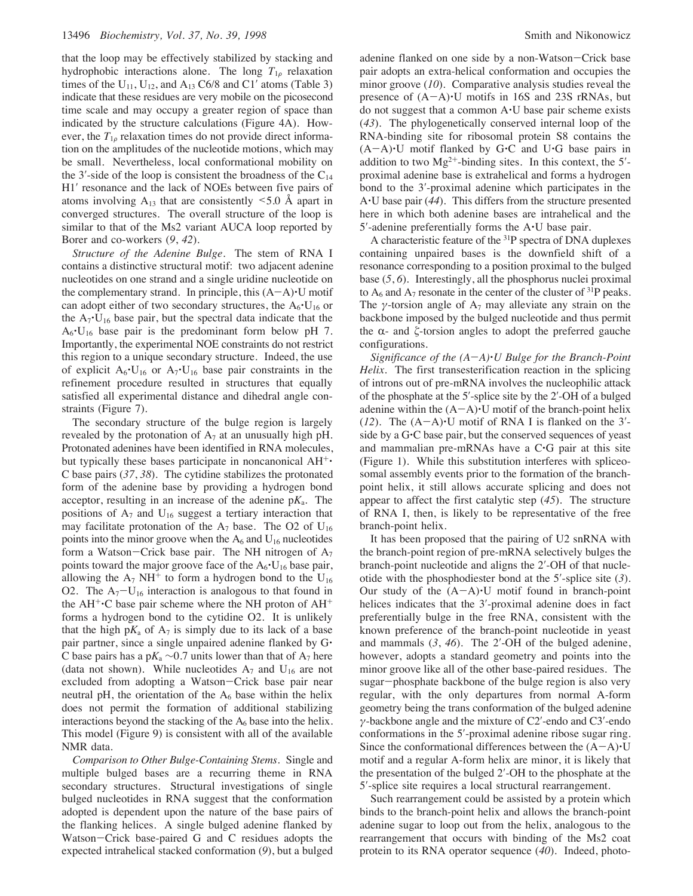that the loop may be effectively stabilized by stacking and hydrophobic interactions alone. The long $T_{1\rho}$ relaxation times of the $U_{11}$, $U_{12}$, and $A_{13}$ C6/8 and C1′ atoms (Table 3) indicate that these residues are very mobile on the picosecond time scale and may occupy a greater region of space than indicated by the structure calculations (Figure 4A). However, the $T_{1\rho}$ relaxation times do not provide direct information on the amplitudes of the nucleotide motions, which may be small. Nevertheless, local conformational mobility on the 3′-side of the loop is consistent the broadness of the $C_{14}$ H1′ resonance and the lack of NOEs between five pairs of atoms involving $A_{13}$ that are consistently <5.0 Å apart in converged structures. The overall structure of the loop is similar to that of the Ms2 variant AUCA loop reported by Borer and co-workers (*9*, *42*).

*Structure of the Adenine Bulge*. The stem of RNA I contains a distinctive structural motif: two adjacent adenine nucleotides on one strand and a single uridine nucleotide on the complementary strand. In principle, this (A−A)·U motif can adopt either of two secondary structures, the $A_6$·$U_{16}$ or the $A_7$·$U_{16}$ base pair, but the spectral data indicate that the $A_6$·$U_{16}$ base pair is the predominant form below pH 7. Importantly, the experimental NOE constraints do not restrict this region to a unique secondary structure. Indeed, the use of explicit $A_6$·$U_{16}$ or $A_7$·$U_{16}$ base pair constraints in the refinement procedure resulted in structures that equally satisfied all experimental distance and dihedral angle constraints (Figure 7).

The secondary structure of the bulge region is largely revealed by the protonation of $A_7$ at an unusually high pH. Protonated adenines have been identified in RNA molecules, but typically these bases participate in noncanonical $AH^+$·C base pairs (*37*, *38*). The cytidine stabilizes the protonated form of the adenine base by providing a hydrogen bond acceptor, resulting in an increase of the adenine p$K_a$. The positions of $A_7$ and $U_{16}$ suggest a tertiary interaction that may facilitate protonation of the $A_7$ base. The O2 of $U_{16}$ points into the minor groove when the $A_6$ and $U_{16}$ nucleotides form a Watson−Crick base pair. The NH nitrogen of $A_7$ points toward the major groove face of the $A_6$·$U_{16}$ base pair, allowing the $A_7$ $NH^+$ to form a hydrogen bond to the $U_{16}$ O2. The $A_7$−$U_{16}$ interaction is analogous to that found in the $AH^+$·C base pair scheme where the NH proton of $AH^+$ forms a hydrogen bond to the cytidine O2. It is unlikely that the high p$K_a$ of $A_7$ is simply due to its lack of a base pair partner, since a single unpaired adenine flanked by G·C base pairs has a p$K_a$ ∼0.7 units lower than that of $A_7$ here (data not shown). While nucleotides $A_7$ and $U_{16}$ are not excluded from adopting a Watson−Crick base pair near neutral pH, the orientation of the $A_6$ base within the helix does not permit the formation of additional stabilizing interactions beyond the stacking of the $A_6$ base into the helix. This model (Figure 9) is consistent with all of the available NMR data.

*Comparison to Other Bulge-Containing Stems*. Single and multiple bulged bases are a recurring theme in RNA secondary structures. Structural investigations of single bulged nucleotides in RNA suggest that the conformation adopted is dependent upon the nature of the base pairs of the flanking helices. A single bulged adenine flanked by Watson−Crick base-paired G and C residues adopts the expected intrahelical stacked conformation (*9*), but a bulged adenine flanked on one side by a non-Watson−Crick base pair adopts an extra-helical conformation and occupies the minor groove (*10*). Comparative analysis studies reveal the presence of (A−A)·U motifs in 16S and 23S rRNAs, but do not suggest that a common A·U base pair scheme exists (*43*). The phylogenetically conserved internal loop of the RNA-binding site for ribosomal protein S8 contains the (A−A)·U motif flanked by G·C and U·G base pairs in addition to two $Mg^{2+}$-binding sites. In this context, the 5′-proximal adenine base is extrahelical and forms a hydrogen bond to the 3′-proximal adenine which participates in the A·U base pair (*44*). This differs from the structure presented here in which both adenine bases are intrahelical and the 5′-adenine preferentially forms the A·U base pair.

A characteristic feature of the $^{31}$P spectra of DNA duplexes containing unpaired bases is the downfield shift of a resonance corresponding to a position proximal to the bulged base (*5*, *6*). Interestingly, all the phosphorus nuclei proximal to $A_6$ and $A_7$ resonate in the center of the cluster of $^{31}$P peaks. The $\gamma$-torsion angle of $A_7$ may alleviate any strain on the backbone imposed by the bulged nucleotide and thus permit the $\alpha$- and $\zeta$-torsion angles to adopt the preferred gauche configurations.

*Significance of the (A−A)·U Bulge for the Branch-Point Helix*. The first transesterification reaction in the splicing of introns out of pre-mRNA involves the nucleophilic attack of the phosphate at the 5′-splice site by the 2′-OH of a bulged adenine within the (A−A)·U motif of the branch-point helix (*12*). The (A−A)·U motif of RNA I is flanked on the 3′-side by a G·C base pair, but the conserved sequences of yeast and mammalian pre-mRNAs have a C·G pair at this site (Figure 1). While this substitution interferes with spliceosomal assembly events prior to the formation of the branch-point helix, it still allows accurate splicing and does not appear to affect the first catalytic step (*45*). The structure of RNA I, then, is likely to be representative of the free branch-point helix.

It has been proposed that the pairing of U2 snRNA with the branch-point region of pre-mRNA selectively bulges the branch-point nucleotide and aligns the 2′-OH of that nucleotide with the phosphodiester bond at the 5′-splice site (*3*). Our study of the (A−A)·U motif found in branch-point helices indicates that the 3′-proximal adenine does in fact preferentially bulge in the free RNA, consistent with the known preference of the branch-point nucleotide in yeast and mammals (*3*, *46*). The 2′-OH of the bulged adenine, however, adopts a standard geometry and points into the minor groove like all of the other base-paired residues. The sugar−phosphate backbone of the bulge region is also very regular, with the only departures from normal A-form geometry being the trans conformation of the bulged adenine $\gamma$-backbone angle and the mixture of C2′-endo and C3′-endo conformations in the 5′-proximal adenine ribose sugar ring. Since the conformational differences between the (A−A)·U motif and a regular A-form helix are minor, it is likely that the presentation of the bulged 2′-OH to the phosphate at the 5′-splice site requires a local structural rearrangement.

Such rearrangement could be assisted by a protein which binds to the branch-point helix and allows the branch-point adenine sugar to loop out from the helix, analogous to the rearrangement that occurs with binding of the Ms2 coat protein to its RNA operator sequence (*40*). Indeed, photo-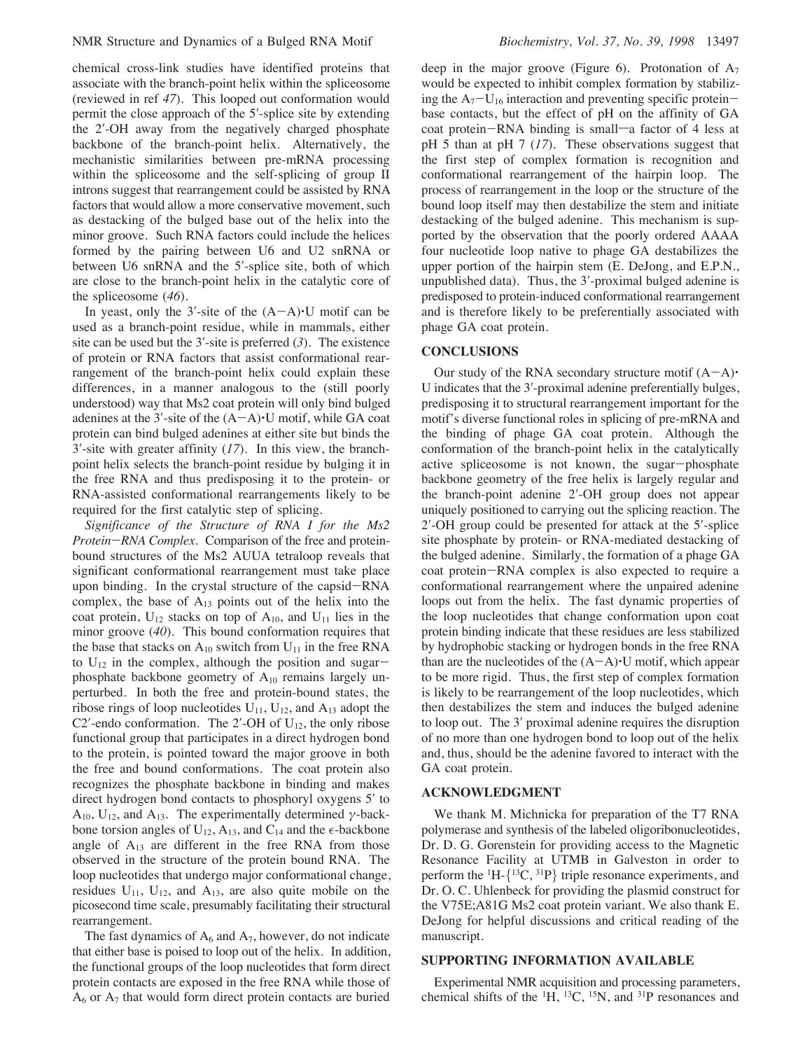chemical cross-link studies have identified proteins that associate with the branch-point helix within the spliceosome (reviewed in ref *47*). This looped out conformation would permit the close approach of the 5′-splice site by extending the 2′-OH away from the negatively charged phosphate backbone of the branch-point helix. Alternatively, the mechanistic similarities between pre-mRNA processing within the spliceosome and the self-splicing of group II introns suggest that rearrangement could be assisted by RNA factors that would allow a more conservative movement, such as destacking of the bulged base out of the helix into the minor groove. Such RNA factors could include the helices formed by the pairing between U6 and U2 snRNA or between U6 snRNA and the 5′-splice site, both of which are close to the branch-point helix in the catalytic core of the spliceosome (*46*).

In yeast, only the 3′-site of the (A−A)•U motif can be used as a branch-point residue, while in mammals, either site can be used but the 3′-site is preferred (*3*). The existence of protein or RNA factors that assist conformational rearrangement of the branch-point helix could explain these differences, in a manner analogous to the (still poorly understood) way that Ms2 coat protein will only bind bulged adenines at the 3′-site of the (A−A)•U motif, while GA coat protein can bind bulged adenines at either site but binds the 3′-site with greater affinity (*17*). In this view, the branch-point helix selects the branch-point residue by bulging it in the free RNA and thus predisposing it to the protein- or RNA-assisted conformational rearrangements likely to be required for the first catalytic step of splicing.

*Significance of the Structure of RNA I for the Ms2 Protein−RNA Complex.* Comparison of the free and protein-bound structures of the Ms2 AUUA tetraloop reveals that significant conformational rearrangement must take place upon binding. In the crystal structure of the capsid−RNA complex, the base of $A_{13}$ points out of the helix into the coat protein, $U_{12}$ stacks on top of $A_{10}$, and $U_{11}$ lies in the minor groove (*40*). This bound conformation requires that the base that stacks on $A_{10}$ switch from $U_{11}$ in the free RNA to $U_{12}$ in the complex, although the position and sugar−phosphate backbone geometry of $A_{10}$ remains largely unperturbed. In both the free and protein-bound states, the ribose rings of loop nucleotides $U_{11}$, $U_{12}$, and $A_{13}$ adopt the C2′-endo conformation. The 2′-OH of $U_{12}$, the only ribose functional group that participates in a direct hydrogen bond to the protein, is pointed toward the major groove in both the free and bound conformations. The coat protein also recognizes the phosphate backbone in binding and makes direct hydrogen bond contacts to phosphoryl oxygens 5′ to $A_{10}$, $U_{12}$, and $A_{13}$. The experimentally determined $\gamma$-backbone torsion angles of $U_{12}$, $A_{13}$, and $C_{14}$ and the $\epsilon$-backbone angle of $A_{13}$ are different in the free RNA from those observed in the structure of the protein bound RNA. The loop nucleotides that undergo major conformational change, residues $U_{11}$, $U_{12}$, and $A_{13}$, are also quite mobile on the picosecond time scale, presumably facilitating their structural rearrangement.

The fast dynamics of $A_6$ and $A_7$, however, do not indicate that either base is poised to loop out of the helix. In addition, the functional groups of the loop nucleotides that form direct protein contacts are exposed in the free RNA while those of $A_6$ or $A_7$ that would form direct protein contacts are buried deep in the major groove (Figure 6). Protonation of $A_7$ would be expected to inhibit complex formation by stabilizing the $A_7$−$U_{16}$ interaction and preventing specific protein−base contacts, but the effect of pH on the affinity of GA coat protein−RNA binding is small—a factor of 4 less at pH 5 than at pH 7 (*17*). These observations suggest that the first step of complex formation is recognition and conformational rearrangement of the hairpin loop. The process of rearrangement in the loop or the structure of the bound loop itself may then destabilize the stem and initiate destacking of the bulged adenine. This mechanism is supported by the observation that the poorly ordered AAAA four nucleotide loop native to phage GA destabilizes the upper portion of the hairpin stem (E. DeJong, and E.P.N., unpublished data). Thus, the 3′-proximal bulged adenine is predisposed to protein-induced conformational rearrangement and is therefore likely to be preferentially associated with phage GA coat protein.

## CONCLUSIONS

Our study of the RNA secondary structure motif (A−A)•U indicates that the 3′-proximal adenine preferentially bulges, predisposing it to structural rearrangement important for the motif's diverse functional roles in splicing of pre-mRNA and the binding of phage GA coat protein. Although the conformation of the branch-point helix in the catalytically active spliceosome is not known, the sugar−phosphate backbone geometry of the free helix is largely regular and the branch-point adenine 2′-OH group does not appear uniquely positioned to carrying out the splicing reaction. The 2′-OH group could be presented for attack at the 5′-splice site phosphate by protein- or RNA-mediated destacking of the bulged adenine. Similarly, the formation of a phage GA coat protein−RNA complex is also expected to require a conformational rearrangement where the unpaired adenine loops out from the helix. The fast dynamic properties of the loop nucleotides that change conformation upon coat protein binding indicate that these residues are less stabilized by hydrophobic stacking or hydrogen bonds in the free RNA than are the nucleotides of the (A−A)•U motif, which appear to be more rigid. Thus, the first step of complex formation is likely to be rearrangement of the loop nucleotides, which then destabilizes the stem and induces the bulged adenine to loop out. The 3′ proximal adenine requires the disruption of no more than one hydrogen bond to loop out of the helix and, thus, should be the adenine favored to interact with the GA coat protein.

## ACKNOWLEDGMENT

We thank M. Michnicka for preparation of the T7 RNA polymerase and synthesis of the labeled oligoribonucleotides, Dr. D. G. Gorenstein for providing access to the Magnetic Resonance Facility at UTMB in Galveston in order to perform the $^{1}$H-{$^{13}$C, $^{31}$P} triple resonance experiments, and Dr. O. C. Uhlenbeck for providing the plasmid construct for the V75E;A81G Ms2 coat protein variant. We also thank E. DeJong for helpful discussions and critical reading of the manuscript.

## SUPPORTING INFORMATION AVAILABLE

Experimental NMR acquisition and processing parameters, chemical shifts of the $^{1}$H, $^{13}$C, $^{15}$N, and $^{31}$P resonances and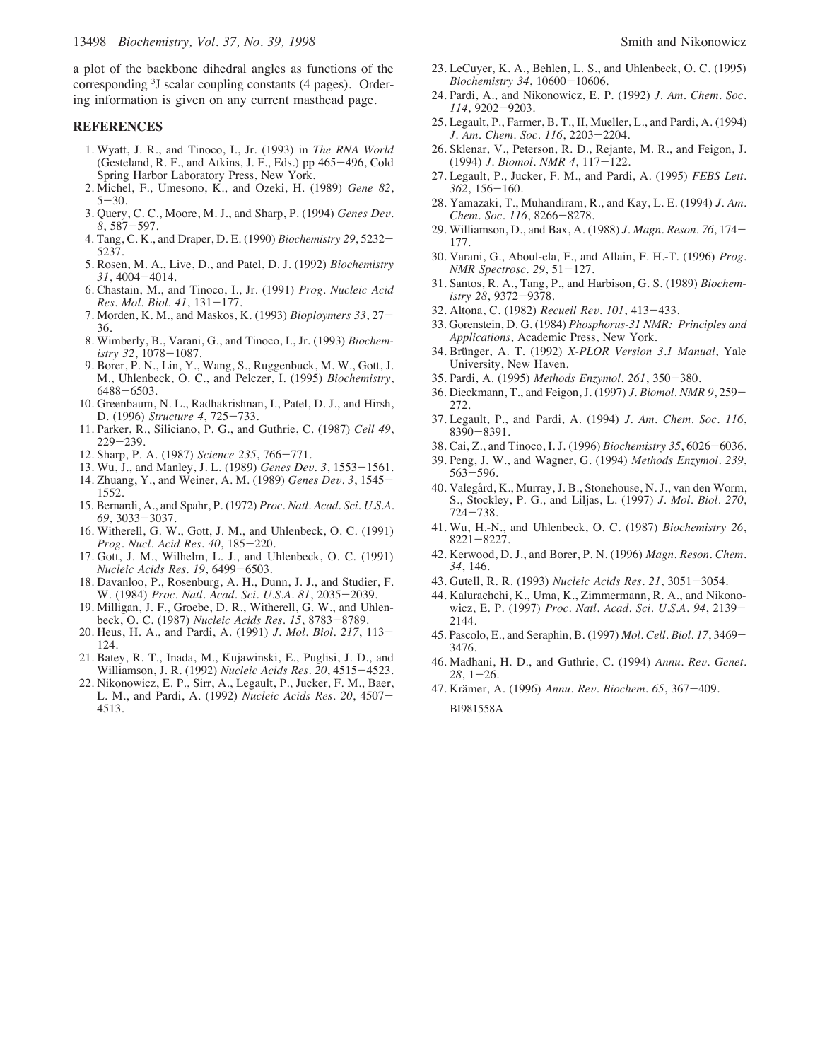a plot of the backbone dihedral angles as functions of the corresponding $^3J$ scalar coupling constants (4 pages). Ordering information is given on any current masthead page.

## REFERENCES

1. Wyatt, J. R., and Tinoco, I., Jr. (1993) in *The RNA World* (Gesteland, R. F., and Atkins, J. F., Eds.) pp 465–496, Cold Spring Harbor Laboratory Press, New York.
2. Michel, F., Umesono, K., and Ozeki, H. (1989) *Gene 82*, 5–30.
3. Query, C. C., Moore, M. J., and Sharp, P. (1994) *Genes Dev. 8*, 587–597.
4. Tang, C. K., and Draper, D. E. (1990) *Biochemistry 29*, 5232–5237.
5. Rosen, M. A., Live, D., and Patel, D. J. (1992) *Biochemistry 31*, 4004–4014.
6. Chastain, M., and Tinoco, I., Jr. (1991) *Prog. Nucleic Acid Res. Mol. Biol. 41*, 131–177.
7. Morden, K. M., and Maskos, K. (1993) *Bioploymers 33*, 27–36.
8. Wimberly, B., Varani, G., and Tinoco, I., Jr. (1993) *Biochemistry 32*, 1078–1087.
9. Borer, P. N., Lin, Y., Wang, S., Ruggenbuck, M. W., Gott, J. M., Uhlenbeck, O. C., and Pelczer, I. (1995) *Biochemistry*, 6488–6503.
10. Greenbaum, N. L., Radhakrishnan, I., Patel, D. J., and Hirsh, D. (1996) *Structure 4*, 725–733.
11. Parker, R., Siliciano, P. G., and Guthrie, C. (1987) *Cell 49*, 229–239.
12. Sharp, P. A. (1987) *Science 235*, 766–771.
13. Wu, J., and Manley, J. L. (1989) *Genes Dev. 3*, 1553–1561.
14. Zhuang, Y., and Weiner, A. M. (1989) *Genes Dev. 3*, 1545–1552.
15. Bernardi, A., and Spahr, P. (1972) *Proc. Natl. Acad. Sci. U.S.A. 69*, 3033–3037.
16. Witherell, G. W., Gott, J. M., and Uhlenbeck, O. C. (1991) *Prog. Nucl. Acid Res. 40*, 185–220.
17. Gott, J. M., Wilhelm, L. J., and Uhlenbeck, O. C. (1991) *Nucleic Acids Res. 19*, 6499–6503.
18. Davanloo, P., Rosenburg, A. H., Dunn, J. J., and Studier, F. W. (1984) *Proc. Natl. Acad. Sci. U.S.A. 81*, 2035–2039.
19. Milligan, J. F., Groebe, D. R., Witherell, G. W., and Uhlenbeck, O. C. (1987) *Nucleic Acids Res. 15*, 8783–8789.
20. Heus, H. A., and Pardi, A. (1991) *J. Mol. Biol. 217*, 113–124.
21. Batey, R. T., Inada, M., Kujawinski, E., Puglisi, J. D., and Williamson, J. R. (1992) *Nucleic Acids Res. 20*, 4515–4523.
22. Nikonowicz, E. P., Sirr, A., Legault, P., Jucker, F. M., Baer, L. M., and Pardi, A. (1992) *Nucleic Acids Res. 20*, 4507–4513.
23. LeCuyer, K. A., Behlen, L. S., and Uhlenbeck, O. C. (1995) *Biochemistry 34*, 10600–10606.
24. Pardi, A., and Nikonowicz, E. P. (1992) *J. Am. Chem. Soc. 114*, 9202–9203.
25. Legault, P., Farmer, B. T., II, Mueller, L., and Pardi, A. (1994) *J. Am. Chem. Soc. 116*, 2203–2204.
26. Sklenar, V., Peterson, R. D., Rejante, M. R., and Feigon, J. (1994) *J. Biomol. NMR 4*, 117–122.
27. Legault, P., Jucker, F. M., and Pardi, A. (1995) *FEBS Lett. 362*, 156–160.
28. Yamazaki, T., Muhandiram, R., and Kay, L. E. (1994) *J. Am. Chem. Soc. 116*, 8266–8278.
29. Williamson, D., and Bax, A. (1988) *J. Magn. Reson. 76*, 174–177.
30. Varani, G., Aboul-ela, F., and Allain, F. H.-T. (1996) *Prog. NMR Spectrosc. 29*, 51–127.
31. Santos, R. A., Tang, P., and Harbison, G. S. (1989) *Biochemistry 28*, 9372–9378.
32. Altona, C. (1982) *Recueil Rev. 101*, 413–433.
33. Gorenstein, D. G. (1984) *Phosphorus-31 NMR: Principles and Applications*, Academic Press, New York.
34. Brünger, A. T. (1992) *X-PLOR Version 3.1 Manual*, Yale University, New Haven.
35. Pardi, A. (1995) *Methods Enzymol. 261*, 350–380.
36. Dieckmann, T., and Feigon, J. (1997) *J. Biomol. NMR 9*, 259–272.
37. Legault, P., and Pardi, A. (1994) *J. Am. Chem. Soc. 116*, 8390–8391.
38. Cai, Z., and Tinoco, I. J. (1996) *Biochemistry 35*, 6026–6036.
39. Peng, J. W., and Wagner, G. (1994) *Methods Enzymol. 239*, 563–596.
40. Valegård, K., Murray, J. B., Stonehouse, N. J., van den Worm, S., Stockley, P. G., and Liljas, L. (1997) *J. Mol. Biol. 270*, 724–738.
41. Wu, H.-N., and Uhlenbeck, O. C. (1987) *Biochemistry 26*, 8221–8227.
42. Kerwood, D. J., and Borer, P. N. (1996) *Magn. Reson. Chem. 34*, 146.
43. Gutell, R. R. (1993) *Nucleic Acids Res. 21*, 3051–3054.
44. Kalurachchi, K., Uma, K., Zimmermann, R. A., and Nikonowicz, E. P. (1997) *Proc. Natl. Acad. Sci. U.S.A. 94*, 2139–2144.
45. Pascolo, E., and Seraphin, B. (1997) *Mol. Cell. Biol. 17*, 3469–3476.
46. Madhani, H. D., and Guthrie, C. (1994) *Annu. Rev. Genet. 28*, 1–26.
47. Krämer, A. (1996) *Annu. Rev. Biochem. 65*, 367–409.

BI981558A